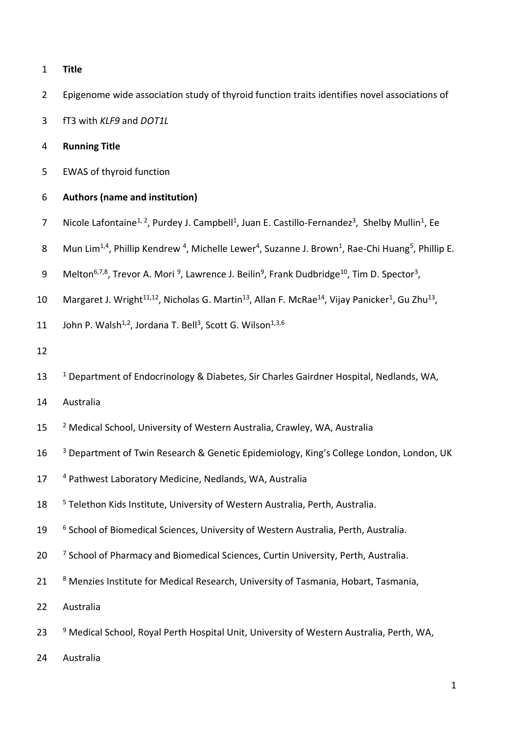**Title**

Epigenome wide association study of thyroid function traits identifies novel associations of fT3 with *KLF9* and *DOT1L*

**Running Title**

EWAS of thyroid function

**Authors (name and institution)**

Nicole Lafontaine[1, 2], Purdey J. Campbell[1], Juan E. Castillo-Fernandez[3], Shelby Mullin[1], Ee Mun Lim[1,4], Phillip Kendrew [4], Michelle Lewer[4], Suzanne J. Brown[1], Rae-Chi Huang[5], Phillip E. Melton[6,7,8], Trevor A. Mori [9], Lawrence J. Beilin[9], Frank Dudbridge[10], Tim D. Spector[3], Margaret J. Wright[11,12], Nicholas G. Martin[13], Allan F. McRae[14], Vijay Panicker[1], Gu Zhu[13], John P. Walsh[1,2], Jordana T. Bell[3], Scott G. Wilson[1,3,6]

[1] Department of Endocrinology & Diabetes, Sir Charles Gairdner Hospital, Nedlands, WA, Australia

[2] Medical School, University of Western Australia, Crawley, WA, Australia

[3] Department of Twin Research & Genetic Epidemiology, King's College London, London, UK

[4] Pathwest Laboratory Medicine, Nedlands, WA, Australia

[5] Telethon Kids Institute, University of Western Australia, Perth, Australia.

[6] School of Biomedical Sciences, University of Western Australia, Perth, Australia.

[7] School of Pharmacy and Biomedical Sciences, Curtin University, Perth, Australia.

[8] Menzies Institute for Medical Research, University of Tasmania, Hobart, Tasmania, Australia

[9] Medical School, Royal Perth Hospital Unit, University of Western Australia, Perth, WA, Australia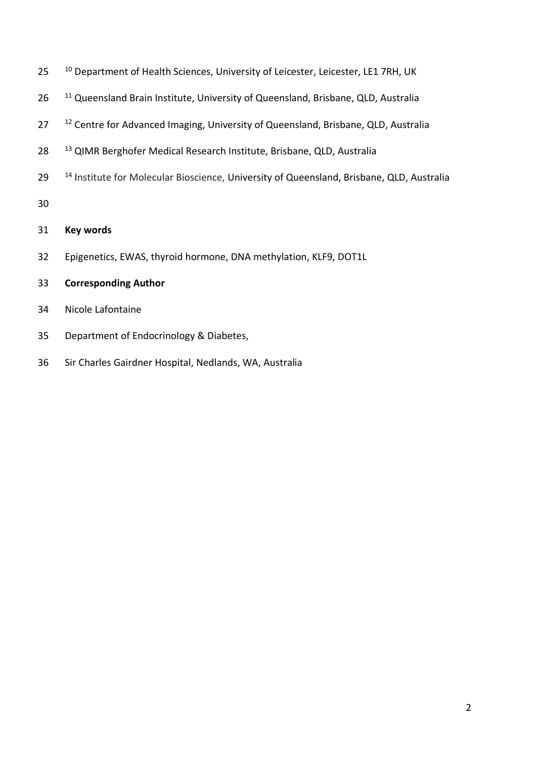[10] Department of Health Sciences, University of Leicester, Leicester, LE1 7RH, UK

[11] Queensland Brain Institute, University of Queensland, Brisbane, QLD, Australia

[12] Centre for Advanced Imaging, University of Queensland, Brisbane, QLD, Australia

[13] QIMR Berghofer Medical Research Institute, Brisbane, QLD, Australia

[14] Institute for Molecular Bioscience, University of Queensland, Brisbane, QLD, Australia

**Key words**

Epigenetics, EWAS, thyroid hormone, DNA methylation, KLF9, DOT1L

**Corresponding Author**

Nicole Lafontaine

Department of Endocrinology & Diabetes,

Sir Charles Gairdner Hospital, Nedlands, WA, Australia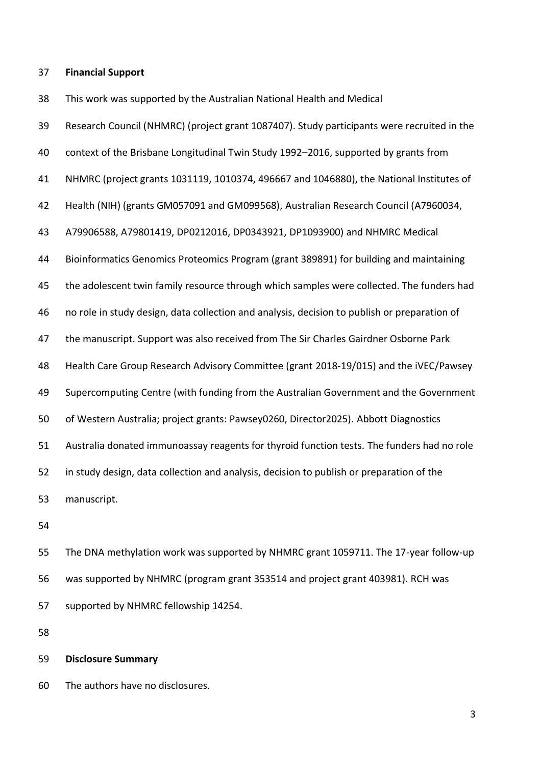**Financial Support**

This work was supported by the Australian National Health and Medical Research Council (NHMRC) (project grant 1087407). Study participants were recruited in the context of the Brisbane Longitudinal Twin Study 1992–2016, supported by grants from NHMRC (project grants 1031119, 1010374, 496667 and 1046880), the National Institutes of Health (NIH) (grants GM057091 and GM099568), Australian Research Council (A7960034, A79906588, A79801419, DP0212016, DP0343921, DP1093900) and NHMRC Medical Bioinformatics Genomics Proteomics Program (grant 389891) for building and maintaining the adolescent twin family resource through which samples were collected. The funders had no role in study design, data collection and analysis, decision to publish or preparation of the manuscript. Support was also received from The Sir Charles Gairdner Osborne Park Health Care Group Research Advisory Committee (grant 2018-19/015) and the iVEC/Pawsey Supercomputing Centre (with funding from the Australian Government and the Government of Western Australia; project grants: Pawsey0260, Director2025). Abbott Diagnostics Australia donated immunoassay reagents for thyroid function tests. The funders had no role in study design, data collection and analysis, decision to publish or preparation of the manuscript.

The DNA methylation work was supported by NHMRC grant 1059711. The 17-year follow-up was supported by NHMRC (program grant 353514 and project grant 403981). RCH was supported by NHMRC fellowship 14254.

**Disclosure Summary**

The authors have no disclosures.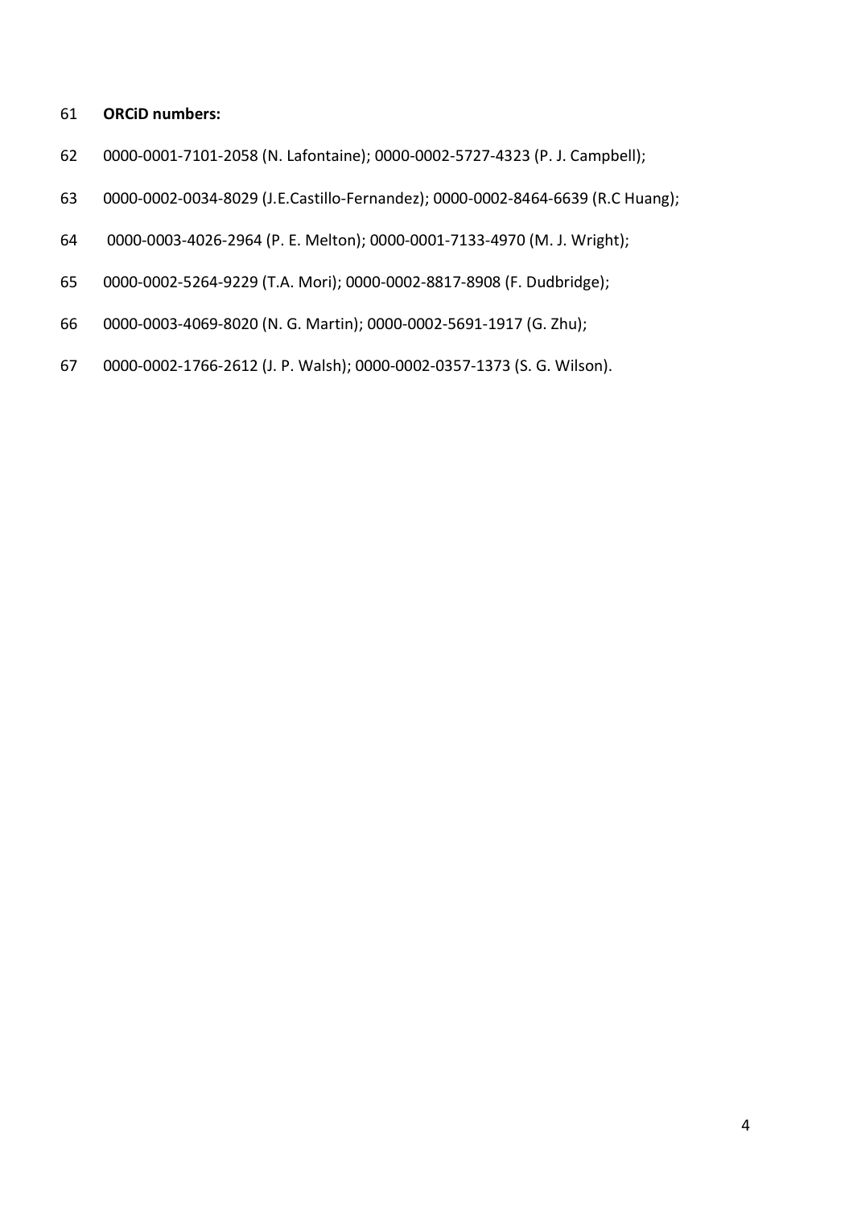**ORCiD numbers:**

0000-0001-7101-2058 (N. Lafontaine); 0000-0002-5727-4323 (P. J. Campbell);
0000-0002-0034-8029 (J.E.Castillo-Fernandez); 0000-0002-8464-6639 (R.C Huang);
0000-0003-4026-2964 (P. E. Melton); 0000-0001-7133-4970 (M. J. Wright);
0000-0002-5264-9229 (T.A. Mori); 0000-0002-8817-8908 (F. Dudbridge);
0000-0003-4069-8020 (N. G. Martin); 0000-0002-5691-1917 (G. Zhu);
0000-0002-1766-2612 (J. P. Walsh); 0000-0002-0357-1373 (S. G. Wilson).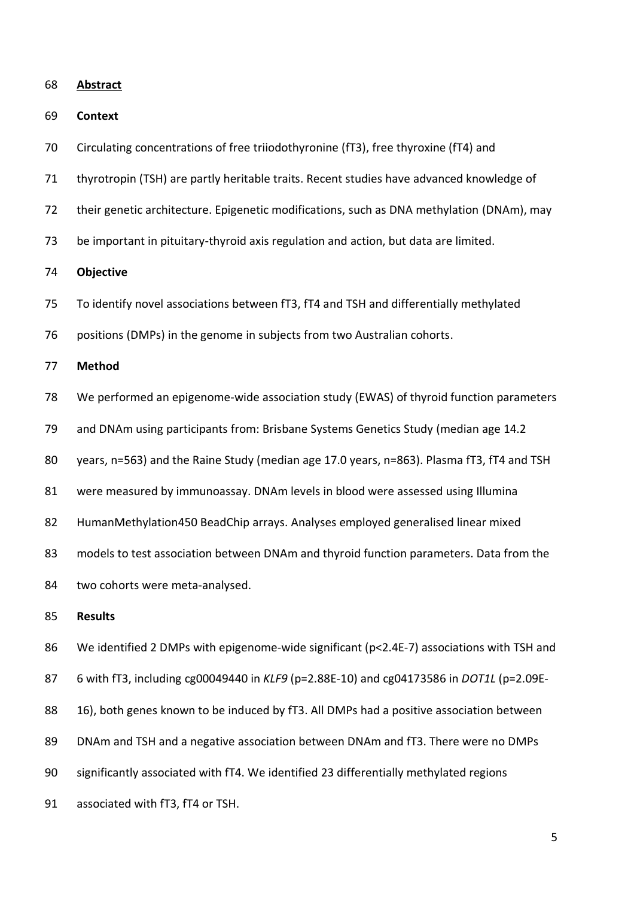## Abstract

**Context**

Circulating concentrations of free triiodothyronine (fT3), free thyroxine (fT4) and thyrotropin (TSH) are partly heritable traits. Recent studies have advanced knowledge of their genetic architecture. Epigenetic modifications, such as DNA methylation (DNAm), may be important in pituitary-thyroid axis regulation and action, but data are limited.

**Objective**

To identify novel associations between fT3, fT4 and TSH and differentially methylated positions (DMPs) in the genome in subjects from two Australian cohorts.

**Method**

We performed an epigenome-wide association study (EWAS) of thyroid function parameters and DNAm using participants from: Brisbane Systems Genetics Study (median age 14.2 years, n=563) and the Raine Study (median age 17.0 years, n=863). Plasma fT3, fT4 and TSH were measured by immunoassay. DNAm levels in blood were assessed using Illumina HumanMethylation450 BeadChip arrays. Analyses employed generalised linear mixed models to test association between DNAm and thyroid function parameters. Data from the two cohorts were meta-analysed.

**Results**

We identified 2 DMPs with epigenome-wide significant ($p<2.4E-7$) associations with TSH and 6 with fT3, including cg00049440 in *KLF9* ($p=2.88E-10$) and cg04173586 in *DOT1L* ($p=2.09E-16$), both genes known to be induced by fT3. All DMPs had a positive association between DNAm and TSH and a negative association between DNAm and fT3. There were no DMPs significantly associated with fT4. We identified 23 differentially methylated regions associated with fT3, fT4 or TSH.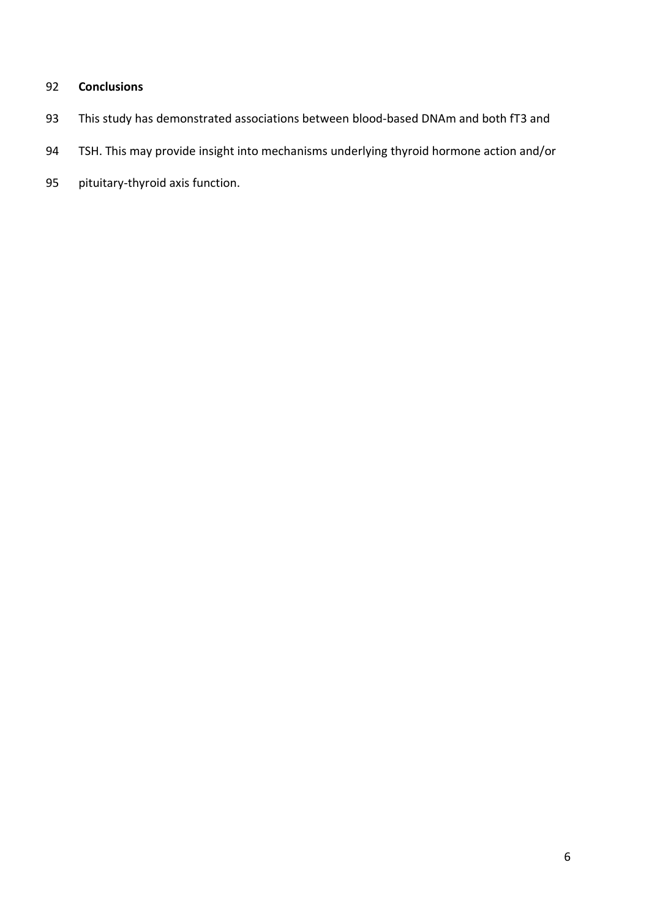**Conclusions**

This study has demonstrated associations between blood-based DNAm and both fT3 and TSH. This may provide insight into mechanisms underlying thyroid hormone action and/or pituitary-thyroid axis function.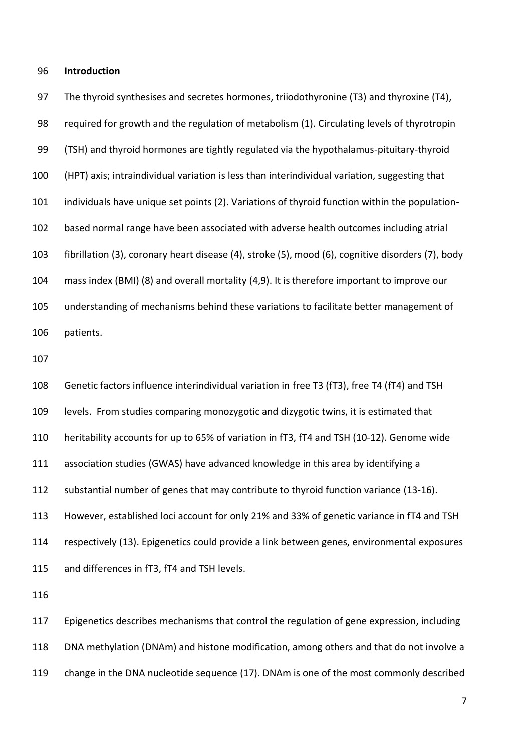## Introduction

The thyroid synthesises and secretes hormones, triiodothyronine (T3) and thyroxine (T4), required for growth and the regulation of metabolism (1). Circulating levels of thyrotropin (TSH) and thyroid hormones are tightly regulated via the hypothalamus-pituitary-thyroid (HPT) axis; intraindividual variation is less than interindividual variation, suggesting that individuals have unique set points (2). Variations of thyroid function within the population-based normal range have been associated with adverse health outcomes including atrial fibrillation (3), coronary heart disease (4), stroke (5), mood (6), cognitive disorders (7), body mass index (BMI) (8) and overall mortality (4,9). It is therefore important to improve our understanding of mechanisms behind these variations to facilitate better management of patients.

Genetic factors influence interindividual variation in free T3 (fT3), free T4 (fT4) and TSH levels. From studies comparing monozygotic and dizygotic twins, it is estimated that heritability accounts for up to 65% of variation in fT3, fT4 and TSH (10-12). Genome wide association studies (GWAS) have advanced knowledge in this area by identifying a substantial number of genes that may contribute to thyroid function variance (13-16). However, established loci account for only 21% and 33% of genetic variance in fT4 and TSH respectively (13). Epigenetics could provide a link between genes, environmental exposures and differences in fT3, fT4 and TSH levels.

Epigenetics describes mechanisms that control the regulation of gene expression, including DNA methylation (DNAm) and histone modification, among others and that do not involve a change in the DNA nucleotide sequence (17). DNAm is one of the most commonly described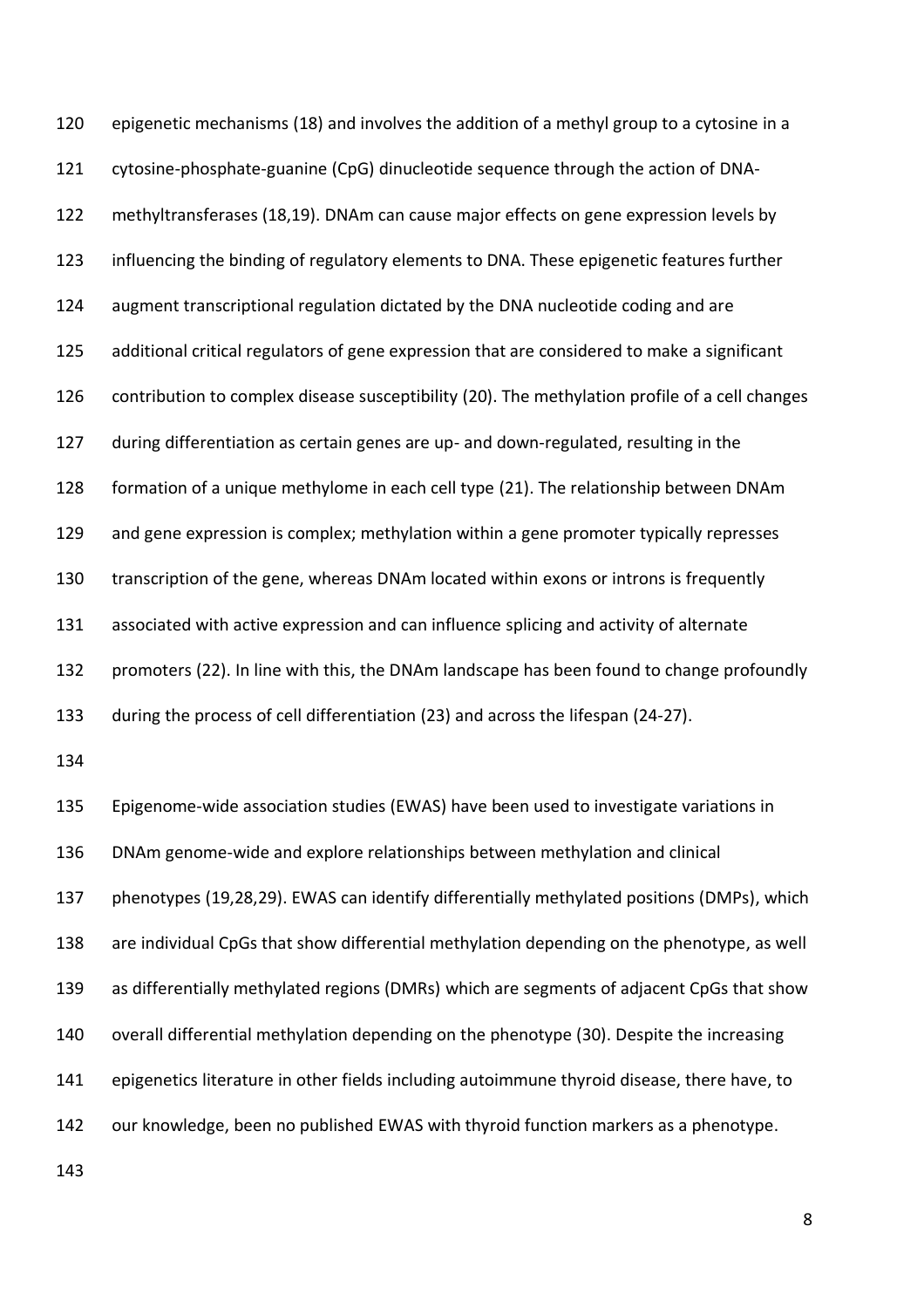epigenetic mechanisms (18) and involves the addition of a methyl group to a cytosine in a cytosine-phosphate-guanine (CpG) dinucleotide sequence through the action of DNA-methyltransferases (18,19). DNAm can cause major effects on gene expression levels by influencing the binding of regulatory elements to DNA. These epigenetic features further augment transcriptional regulation dictated by the DNA nucleotide coding and are additional critical regulators of gene expression that are considered to make a significant contribution to complex disease susceptibility (20). The methylation profile of a cell changes during differentiation as certain genes are up- and down-regulated, resulting in the formation of a unique methylome in each cell type (21). The relationship between DNAm and gene expression is complex; methylation within a gene promoter typically represses transcription of the gene, whereas DNAm located within exons or introns is frequently associated with active expression and can influence splicing and activity of alternate promoters (22). In line with this, the DNAm landscape has been found to change profoundly during the process of cell differentiation (23) and across the lifespan (24-27).

Epigenome-wide association studies (EWAS) have been used to investigate variations in DNAm genome-wide and explore relationships between methylation and clinical phenotypes (19,28,29). EWAS can identify differentially methylated positions (DMPs), which are individual CpGs that show differential methylation depending on the phenotype, as well as differentially methylated regions (DMRs) which are segments of adjacent CpGs that show overall differential methylation depending on the phenotype (30). Despite the increasing epigenetics literature in other fields including autoimmune thyroid disease, there have, to our knowledge, been no published EWAS with thyroid function markers as a phenotype.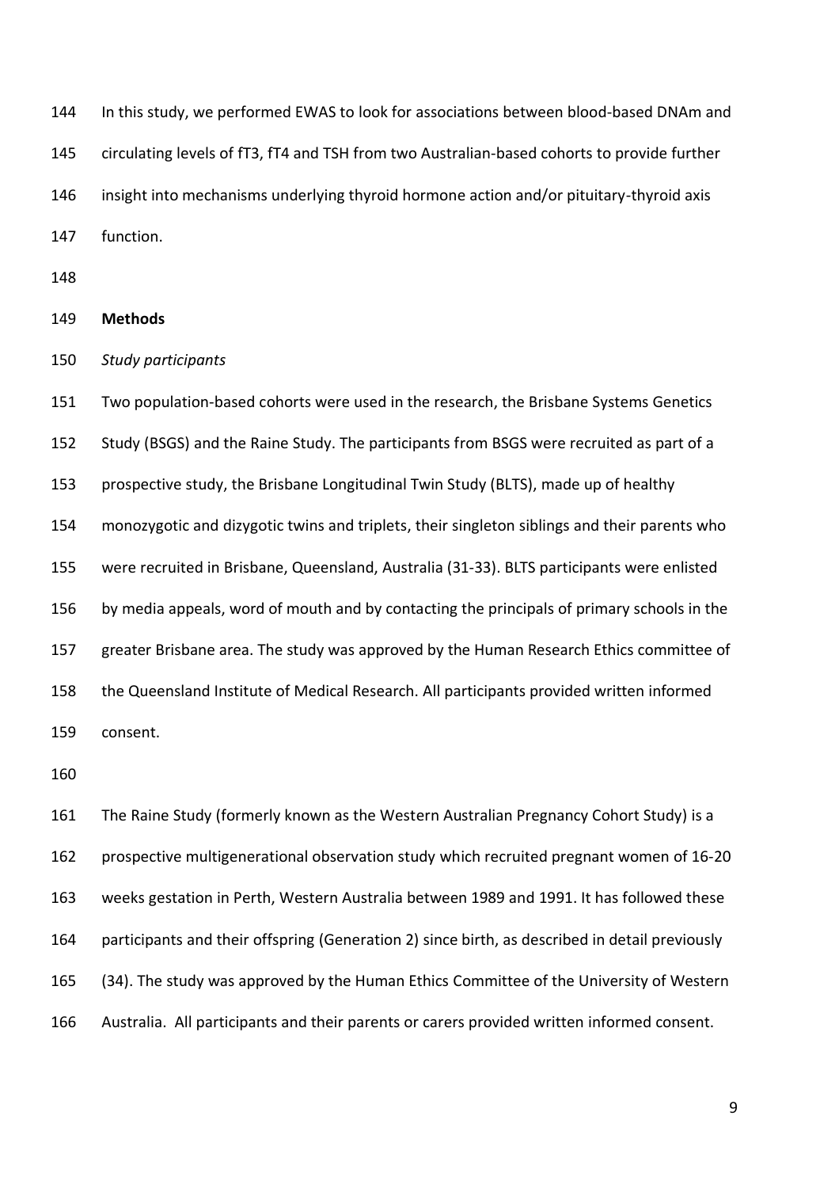In this study, we performed EWAS to look for associations between blood-based DNAm and circulating levels of fT3, fT4 and TSH from two Australian-based cohorts to provide further insight into mechanisms underlying thyroid hormone action and/or pituitary-thyroid axis function.

## Methods

*Study participants*

Two population-based cohorts were used in the research, the Brisbane Systems Genetics Study (BSGS) and the Raine Study. The participants from BSGS were recruited as part of a prospective study, the Brisbane Longitudinal Twin Study (BLTS), made up of healthy monozygotic and dizygotic twins and triplets, their singleton siblings and their parents who were recruited in Brisbane, Queensland, Australia (31-33). BLTS participants were enlisted by media appeals, word of mouth and by contacting the principals of primary schools in the greater Brisbane area. The study was approved by the Human Research Ethics committee of the Queensland Institute of Medical Research. All participants provided written informed consent.

The Raine Study (formerly known as the Western Australian Pregnancy Cohort Study) is a prospective multigenerational observation study which recruited pregnant women of 16-20 weeks gestation in Perth, Western Australia between 1989 and 1991. It has followed these participants and their offspring (Generation 2) since birth, as described in detail previously (34). The study was approved by the Human Ethics Committee of the University of Western Australia. All participants and their parents or carers provided written informed consent.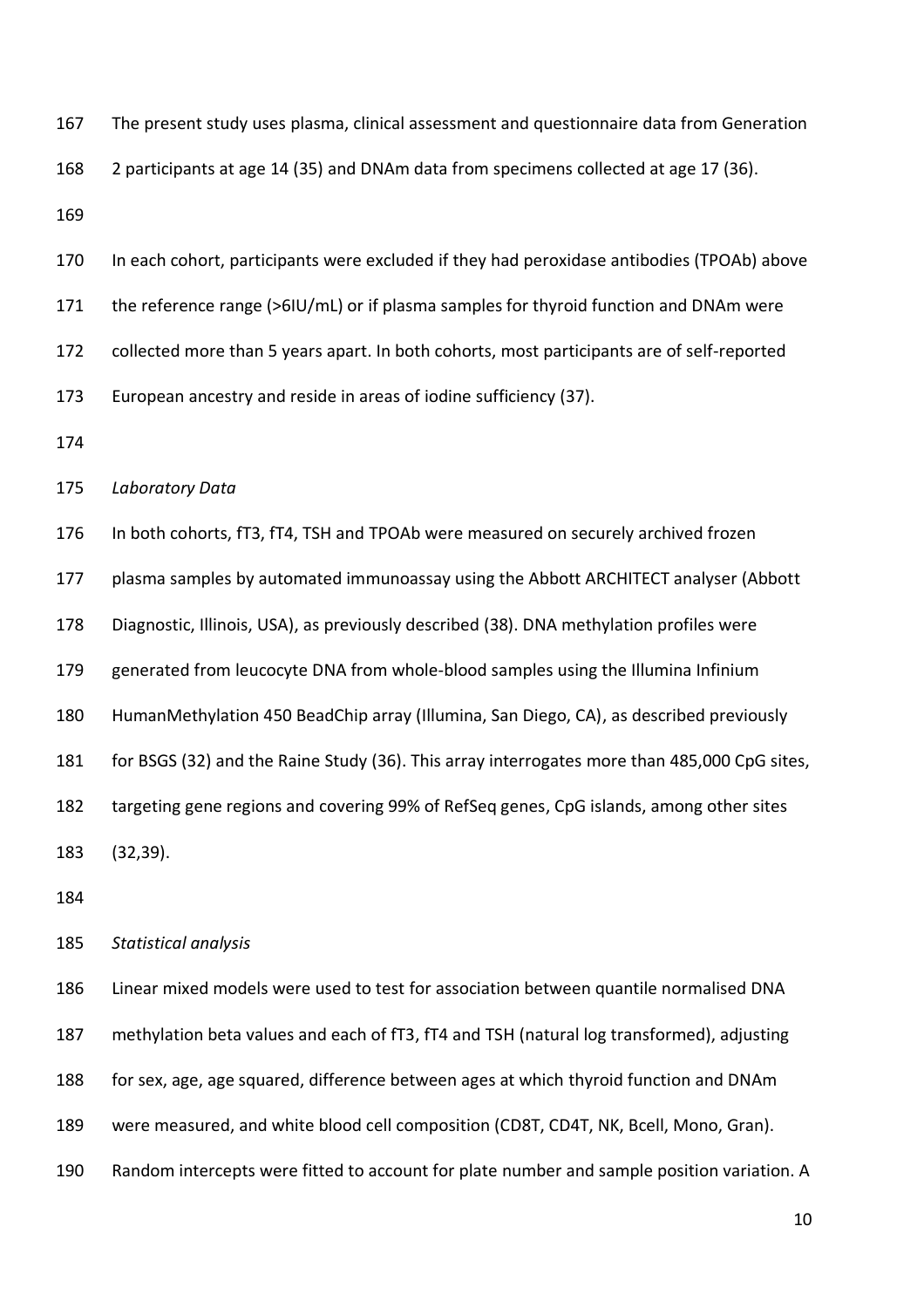The present study uses plasma, clinical assessment and questionnaire data from Generation 2 participants at age 14 (35) and DNAm data from specimens collected at age 17 (36).

In each cohort, participants were excluded if they had peroxidase antibodies (TPOAb) above the reference range (>6IU/mL) or if plasma samples for thyroid function and DNAm were collected more than 5 years apart. In both cohorts, most participants are of self-reported European ancestry and reside in areas of iodine sufficiency (37).

*Laboratory Data*

In both cohorts, fT3, fT4, TSH and TPOAb were measured on securely archived frozen plasma samples by automated immunoassay using the Abbott ARCHITECT analyser (Abbott Diagnostic, Illinois, USA), as previously described (38). DNA methylation profiles were generated from leucocyte DNA from whole-blood samples using the Illumina Infinium HumanMethylation 450 BeadChip array (Illumina, San Diego, CA), as described previously for BSGS (32) and the Raine Study (36). This array interrogates more than 485,000 CpG sites, targeting gene regions and covering 99% of RefSeq genes, CpG islands, among other sites (32,39).

*Statistical analysis*

Linear mixed models were used to test for association between quantile normalised DNA methylation beta values and each of fT3, fT4 and TSH (natural log transformed), adjusting for sex, age, age squared, difference between ages at which thyroid function and DNAm were measured, and white blood cell composition (CD8T, CD4T, NK, Bcell, Mono, Gran). Random intercepts were fitted to account for plate number and sample position variation. A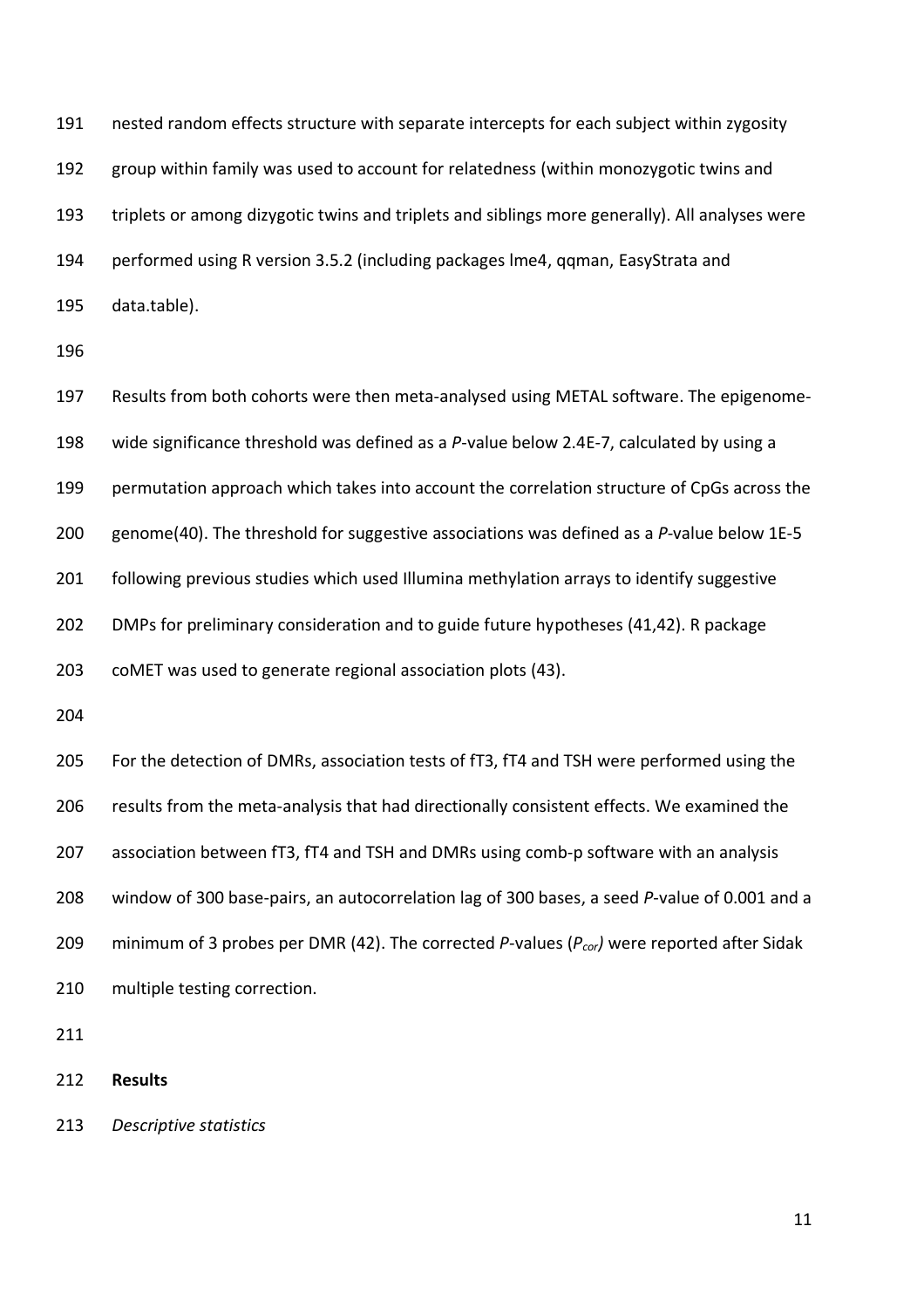nested random effects structure with separate intercepts for each subject within zygosity group within family was used to account for relatedness (within monozygotic twins and triplets or among dizygotic twins and triplets and siblings more generally). All analyses were performed using R version 3.5.2 (including packages lme4, qqman, EasyStrata and data.table).

Results from both cohorts were then meta-analysed using METAL software. The epigenome-wide significance threshold was defined as a *P*-value below 2.4E-7, calculated by using a permutation approach which takes into account the correlation structure of CpGs across the genome(40). The threshold for suggestive associations was defined as a *P*-value below 1E-5 following previous studies which used Illumina methylation arrays to identify suggestive DMPs for preliminary consideration and to guide future hypotheses (41,42). R package coMET was used to generate regional association plots (43).

For the detection of DMRs, association tests of fT3, fT4 and TSH were performed using the results from the meta-analysis that had directionally consistent effects. We examined the association between fT3, fT4 and TSH and DMRs using comb-p software with an analysis window of 300 base-pairs, an autocorrelation lag of 300 bases, a seed *P*-value of 0.001 and a minimum of 3 probes per DMR (42). The corrected *P*-values ($P_{cor}$) were reported after Sidak multiple testing correction.

## Results

*Descriptive statistics*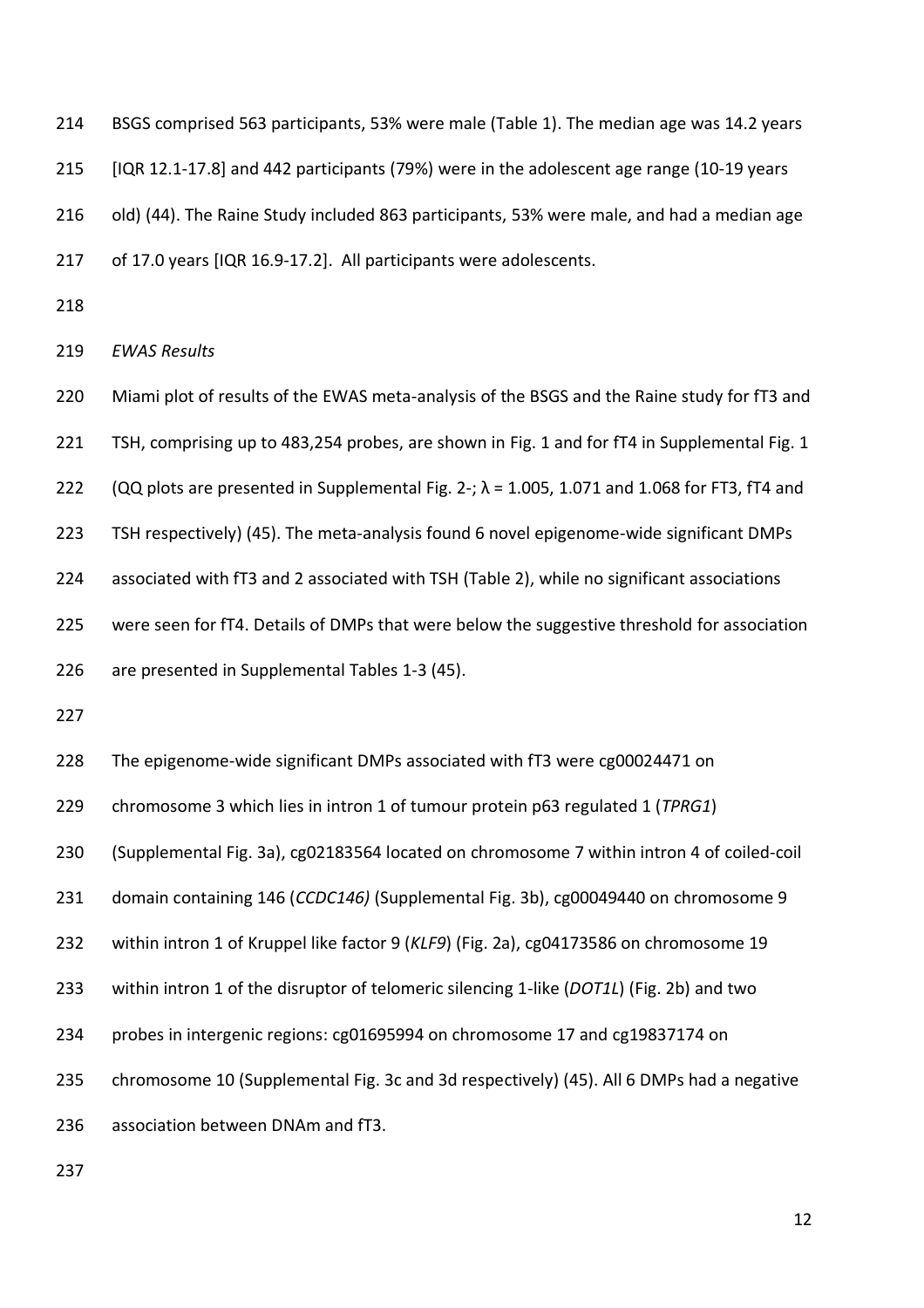BSGS comprised 563 participants, 53% were male (Table 1). The median age was 14.2 years [IQR 12.1-17.8] and 442 participants (79%) were in the adolescent age range (10-19 years old) (44). The Raine Study included 863 participants, 53% were male, and had a median age of 17.0 years [IQR 16.9-17.2]. All participants were adolescents.

*EWAS Results*

Miami plot of results of the EWAS meta-analysis of the BSGS and the Raine study for fT3 and TSH, comprising up to 483,254 probes, are shown in Fig. 1 and for fT4 in Supplemental Fig. 1 (QQ plots are presented in Supplemental Fig. 2-; $\lambda$ = 1.005, 1.071 and 1.068 for FT3, fT4 and TSH respectively) (45). The meta-analysis found 6 novel epigenome-wide significant DMPs associated with fT3 and 2 associated with TSH (Table 2), while no significant associations were seen for fT4. Details of DMPs that were below the suggestive threshold for association are presented in Supplemental Tables 1-3 (45).

The epigenome-wide significant DMPs associated with fT3 were cg00024471 on chromosome 3 which lies in intron 1 of tumour protein p63 regulated 1 (*TPRG1*) (Supplemental Fig. 3a), cg02183564 located on chromosome 7 within intron 4 of coiled-coil domain containing 146 (*CCDC146)* (Supplemental Fig. 3b), cg00049440 on chromosome 9 within intron 1 of Kruppel like factor 9 (*KLF9*) (Fig. 2a), cg04173586 on chromosome 19 within intron 1 of the disruptor of telomeric silencing 1-like (*DOT1L*) (Fig. 2b) and two probes in intergenic regions: cg01695994 on chromosome 17 and cg19837174 on chromosome 10 (Supplemental Fig. 3c and 3d respectively) (45). All 6 DMPs had a negative association between DNAm and fT3.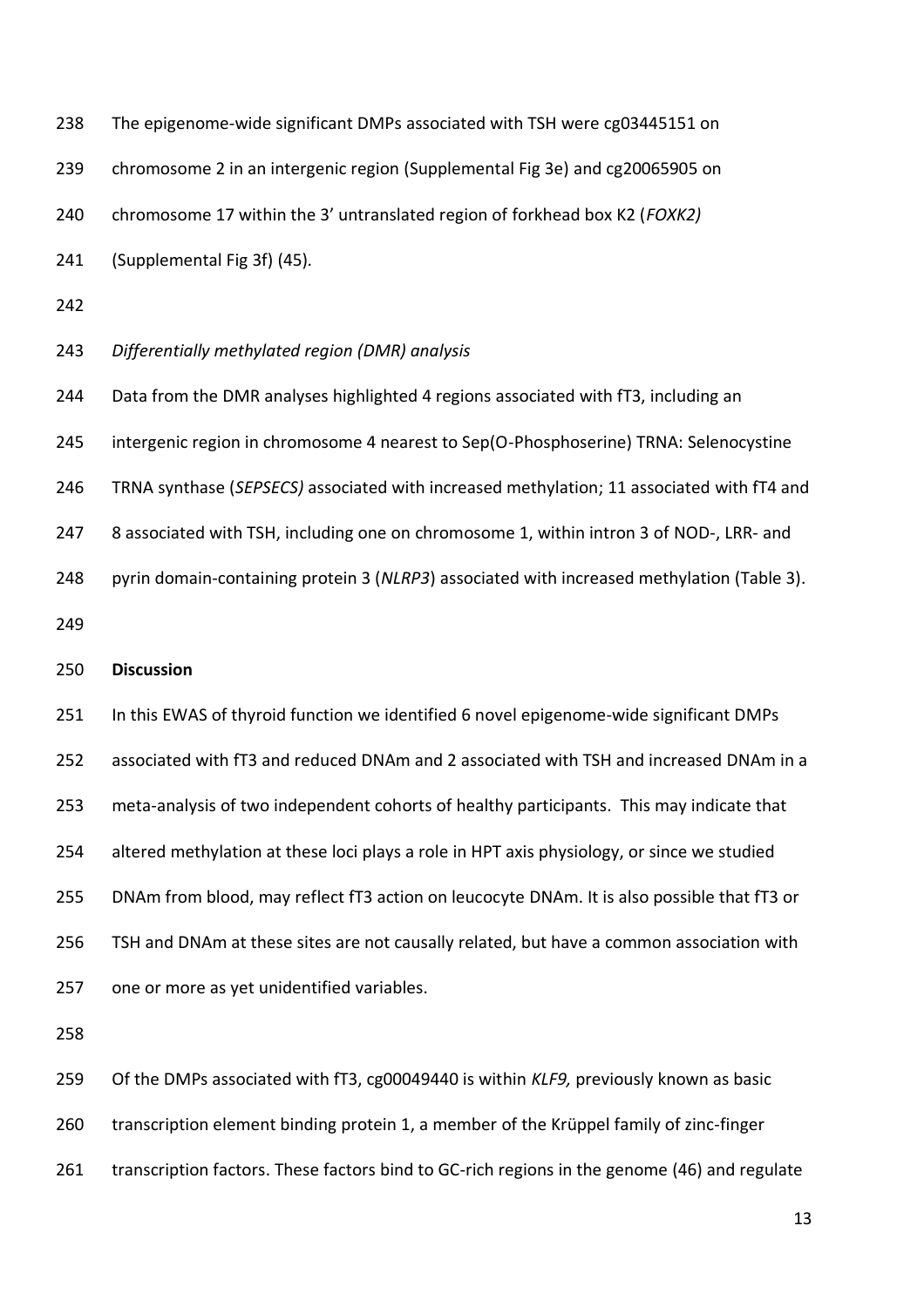The epigenome-wide significant DMPs associated with TSH were cg03445151 on chromosome 2 in an intergenic region (Supplemental Fig 3e) and cg20065905 on chromosome 17 within the 3' untranslated region of forkhead box K2 (*FOXK2)* (Supplemental Fig 3f) (45)*.*

*Differentially methylated region (DMR) analysis*

Data from the DMR analyses highlighted 4 regions associated with fT3, including an intergenic region in chromosome 4 nearest to Sep(O-Phosphoserine) TRNA: Selenocystine TRNA synthase (*SEPSECS)* associated with increased methylation; 11 associated with fT4 and 8 associated with TSH, including one on chromosome 1, within intron 3 of NOD-, LRR- and pyrin domain-containing protein 3 (*NLRP3*) associated with increased methylation (Table 3).

**Discussion**

In this EWAS of thyroid function we identified 6 novel epigenome-wide significant DMPs associated with fT3 and reduced DNAm and 2 associated with TSH and increased DNAm in a meta-analysis of two independent cohorts of healthy participants. This may indicate that altered methylation at these loci plays a role in HPT axis physiology, or since we studied DNAm from blood, may reflect fT3 action on leucocyte DNAm. It is also possible that fT3 or TSH and DNAm at these sites are not causally related, but have a common association with one or more as yet unidentified variables.

Of the DMPs associated with fT3, cg00049440 is within *KLF9,* previously known as basic transcription element binding protein 1, a member of the Krüppel family of zinc-finger transcription factors. These factors bind to GC-rich regions in the genome (46) and regulate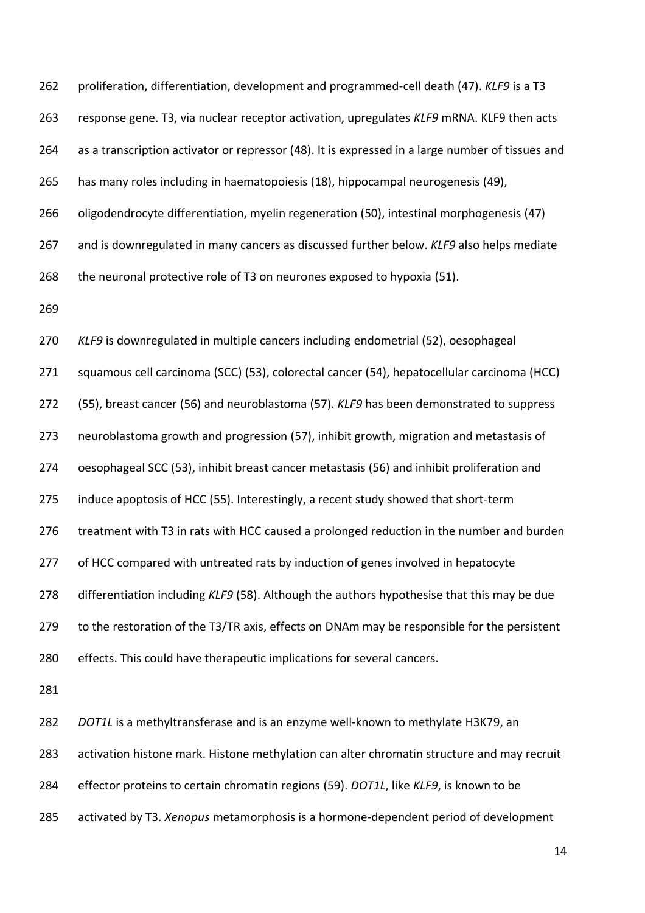proliferation, differentiation, development and programmed-cell death (47). *KLF9* is a T3 response gene. T3, via nuclear receptor activation, upregulates *KLF9* mRNA. KLF9 then acts as a transcription activator or repressor (48). It is expressed in a large number of tissues and has many roles including in haematopoiesis (18), hippocampal neurogenesis (49), oligodendrocyte differentiation, myelin regeneration (50), intestinal morphogenesis (47) and is downregulated in many cancers as discussed further below. *KLF9* also helps mediate the neuronal protective role of T3 on neurones exposed to hypoxia (51).

*KLF9* is downregulated in multiple cancers including endometrial (52), oesophageal squamous cell carcinoma (SCC) (53), colorectal cancer (54), hepatocellular carcinoma (HCC) (55), breast cancer (56) and neuroblastoma (57). *KLF9* has been demonstrated to suppress neuroblastoma growth and progression (57), inhibit growth, migration and metastasis of oesophageal SCC (53), inhibit breast cancer metastasis (56) and inhibit proliferation and induce apoptosis of HCC (55). Interestingly, a recent study showed that short-term treatment with T3 in rats with HCC caused a prolonged reduction in the number and burden of HCC compared with untreated rats by induction of genes involved in hepatocyte differentiation including *KLF9* (58). Although the authors hypothesise that this may be due to the restoration of the T3/TR axis, effects on DNAm may be responsible for the persistent effects. This could have therapeutic implications for several cancers.

*DOT1L* is a methyltransferase and is an enzyme well-known to methylate H3K79, an activation histone mark. Histone methylation can alter chromatin structure and may recruit effector proteins to certain chromatin regions (59). *DOT1L*, like *KLF9*, is known to be activated by T3. *Xenopus* metamorphosis is a hormone-dependent period of development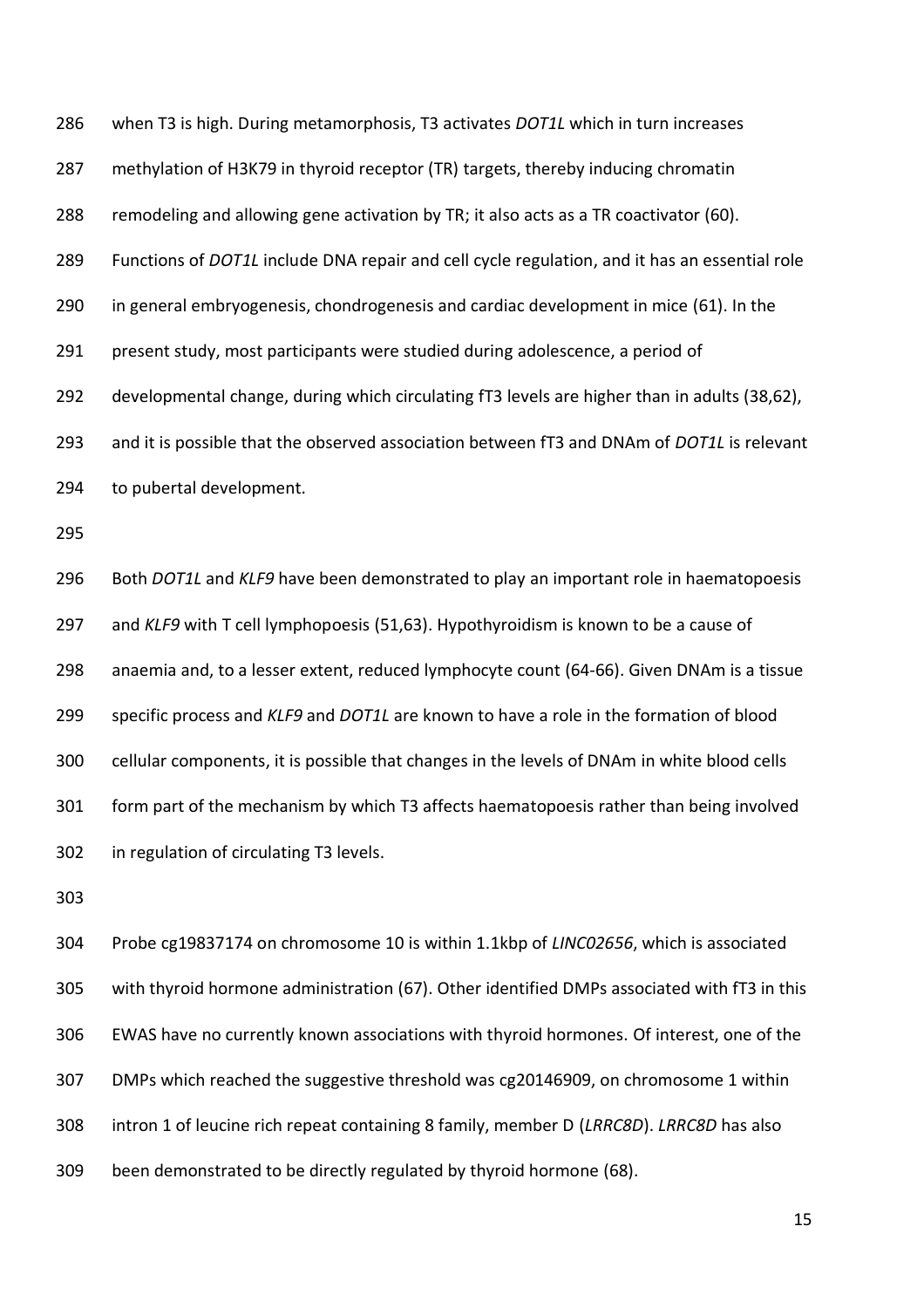when T3 is high. During metamorphosis, T3 activates *DOT1L* which in turn increases methylation of H3K79 in thyroid receptor (TR) targets, thereby inducing chromatin remodeling and allowing gene activation by TR; it also acts as a TR coactivator (60). Functions of *DOT1L* include DNA repair and cell cycle regulation, and it has an essential role in general embryogenesis, chondrogenesis and cardiac development in mice (61). In the present study, most participants were studied during adolescence, a period of developmental change, during which circulating fT3 levels are higher than in adults (38,62), and it is possible that the observed association between fT3 and DNAm of *DOT1L* is relevant to pubertal development.

Both *DOT1L* and *KLF9* have been demonstrated to play an important role in haematopoesis and *KLF9* with T cell lymphopoesis (51,63). Hypothyroidism is known to be a cause of anaemia and, to a lesser extent, reduced lymphocyte count (64-66). Given DNAm is a tissue specific process and *KLF9* and *DOT1L* are known to have a role in the formation of blood cellular components, it is possible that changes in the levels of DNAm in white blood cells form part of the mechanism by which T3 affects haematopoesis rather than being involved in regulation of circulating T3 levels.

Probe cg19837174 on chromosome 10 is within 1.1kbp of *LINC02656*, which is associated with thyroid hormone administration (67). Other identified DMPs associated with fT3 in this EWAS have no currently known associations with thyroid hormones. Of interest, one of the DMPs which reached the suggestive threshold was cg20146909, on chromosome 1 within intron 1 of leucine rich repeat containing 8 family, member D (*LRRC8D*). *LRRC8D* has also been demonstrated to be directly regulated by thyroid hormone (68).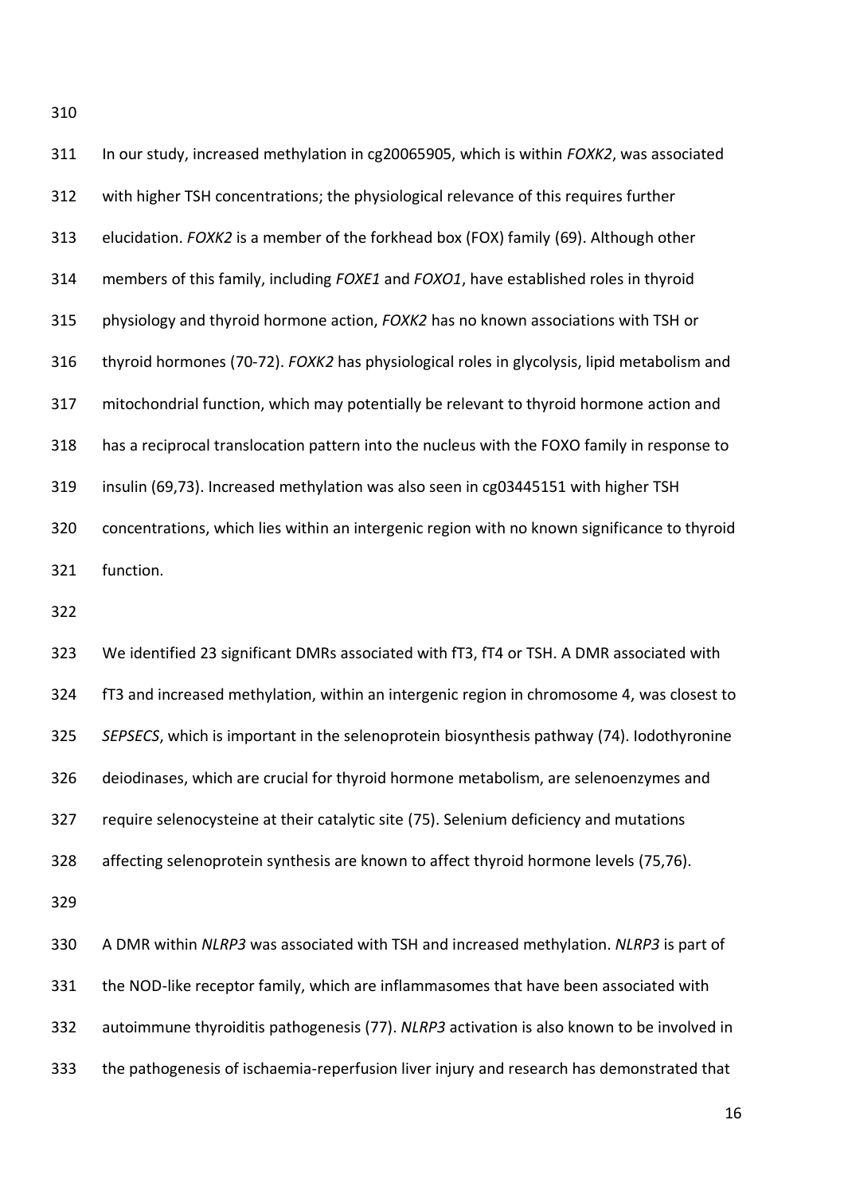In our study, increased methylation in cg20065905, which is within *FOXK2*, was associated with higher TSH concentrations; the physiological relevance of this requires further elucidation. *FOXK2* is a member of the forkhead box (FOX) family (69). Although other members of this family, including *FOXE1* and *FOXO1*, have established roles in thyroid physiology and thyroid hormone action, *FOXK2* has no known associations with TSH or thyroid hormones (70-72). *FOXK2* has physiological roles in glycolysis, lipid metabolism and mitochondrial function, which may potentially be relevant to thyroid hormone action and has a reciprocal translocation pattern into the nucleus with the FOXO family in response to insulin (69,73). Increased methylation was also seen in cg03445151 with higher TSH concentrations, which lies within an intergenic region with no known significance to thyroid function.

We identified 23 significant DMRs associated with fT3, fT4 or TSH. A DMR associated with fT3 and increased methylation, within an intergenic region in chromosome 4, was closest to *SEPSECS*, which is important in the selenoprotein biosynthesis pathway (74). Iodothyronine deiodinases, which are crucial for thyroid hormone metabolism, are selenoenzymes and require selenocysteine at their catalytic site (75). Selenium deficiency and mutations affecting selenoprotein synthesis are known to affect thyroid hormone levels (75,76).

A DMR within *NLRP3* was associated with TSH and increased methylation. *NLRP3* is part of the NOD-like receptor family, which are inflammasomes that have been associated with autoimmune thyroiditis pathogenesis (77). *NLRP3* activation is also known to be involved in the pathogenesis of ischaemia-reperfusion liver injury and research has demonstrated that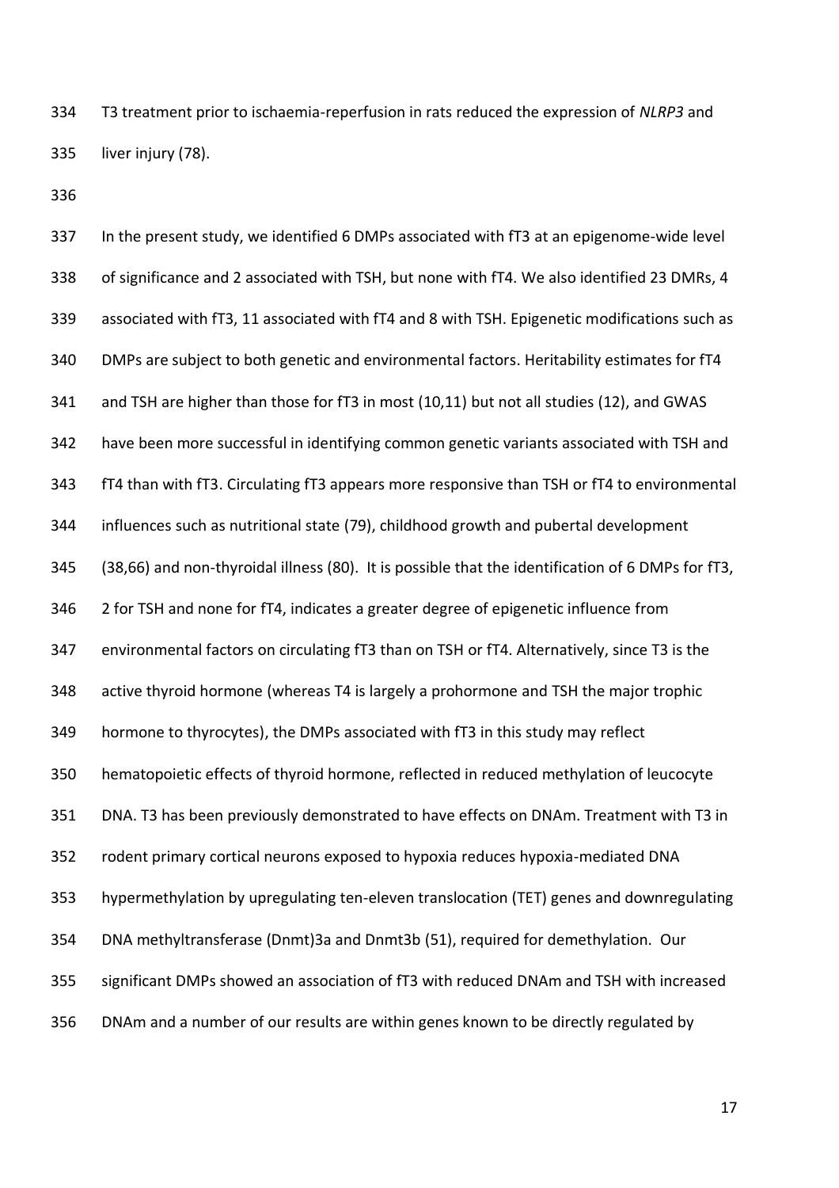T3 treatment prior to ischaemia-reperfusion in rats reduced the expression of *NLRP3* and liver injury (78).

In the present study, we identified 6 DMPs associated with fT3 at an epigenome-wide level of significance and 2 associated with TSH, but none with fT4. We also identified 23 DMRs, 4 associated with fT3, 11 associated with fT4 and 8 with TSH. Epigenetic modifications such as DMPs are subject to both genetic and environmental factors. Heritability estimates for fT4 and TSH are higher than those for fT3 in most (10,11) but not all studies (12), and GWAS have been more successful in identifying common genetic variants associated with TSH and fT4 than with fT3. Circulating fT3 appears more responsive than TSH or fT4 to environmental influences such as nutritional state (79), childhood growth and pubertal development (38,66) and non-thyroidal illness (80). It is possible that the identification of 6 DMPs for fT3, 2 for TSH and none for fT4, indicates a greater degree of epigenetic influence from environmental factors on circulating fT3 than on TSH or fT4. Alternatively, since T3 is the active thyroid hormone (whereas T4 is largely a prohormone and TSH the major trophic hormone to thyrocytes), the DMPs associated with fT3 in this study may reflect hematopoietic effects of thyroid hormone, reflected in reduced methylation of leucocyte DNA. T3 has been previously demonstrated to have effects on DNAm. Treatment with T3 in rodent primary cortical neurons exposed to hypoxia reduces hypoxia-mediated DNA hypermethylation by upregulating ten-eleven translocation (TET) genes and downregulating DNA methyltransferase (Dnmt)3a and Dnmt3b (51), required for demethylation. Our significant DMPs showed an association of fT3 with reduced DNAm and TSH with increased DNAm and a number of our results are within genes known to be directly regulated by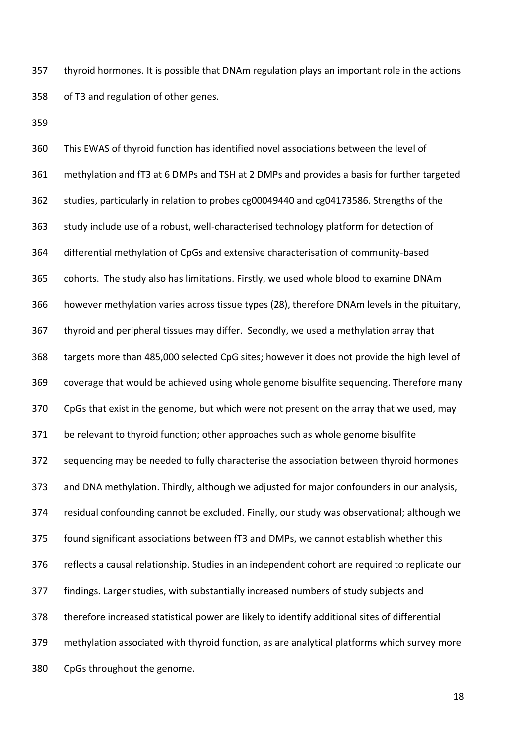thyroid hormones. It is possible that DNAm regulation plays an important role in the actions of T3 and regulation of other genes.

This EWAS of thyroid function has identified novel associations between the level of methylation and fT3 at 6 DMPs and TSH at 2 DMPs and provides a basis for further targeted studies, particularly in relation to probes cg00049440 and cg04173586. Strengths of the study include use of a robust, well-characterised technology platform for detection of differential methylation of CpGs and extensive characterisation of community-based cohorts. The study also has limitations. Firstly, we used whole blood to examine DNAm however methylation varies across tissue types (28), therefore DNAm levels in the pituitary, thyroid and peripheral tissues may differ. Secondly, we used a methylation array that targets more than 485,000 selected CpG sites; however it does not provide the high level of coverage that would be achieved using whole genome bisulfite sequencing. Therefore many CpGs that exist in the genome, but which were not present on the array that we used, may be relevant to thyroid function; other approaches such as whole genome bisulfite sequencing may be needed to fully characterise the association between thyroid hormones and DNA methylation. Thirdly, although we adjusted for major confounders in our analysis, residual confounding cannot be excluded. Finally, our study was observational; although we found significant associations between fT3 and DMPs, we cannot establish whether this reflects a causal relationship. Studies in an independent cohort are required to replicate our findings. Larger studies, with substantially increased numbers of study subjects and therefore increased statistical power are likely to identify additional sites of differential methylation associated with thyroid function, as are analytical platforms which survey more CpGs throughout the genome.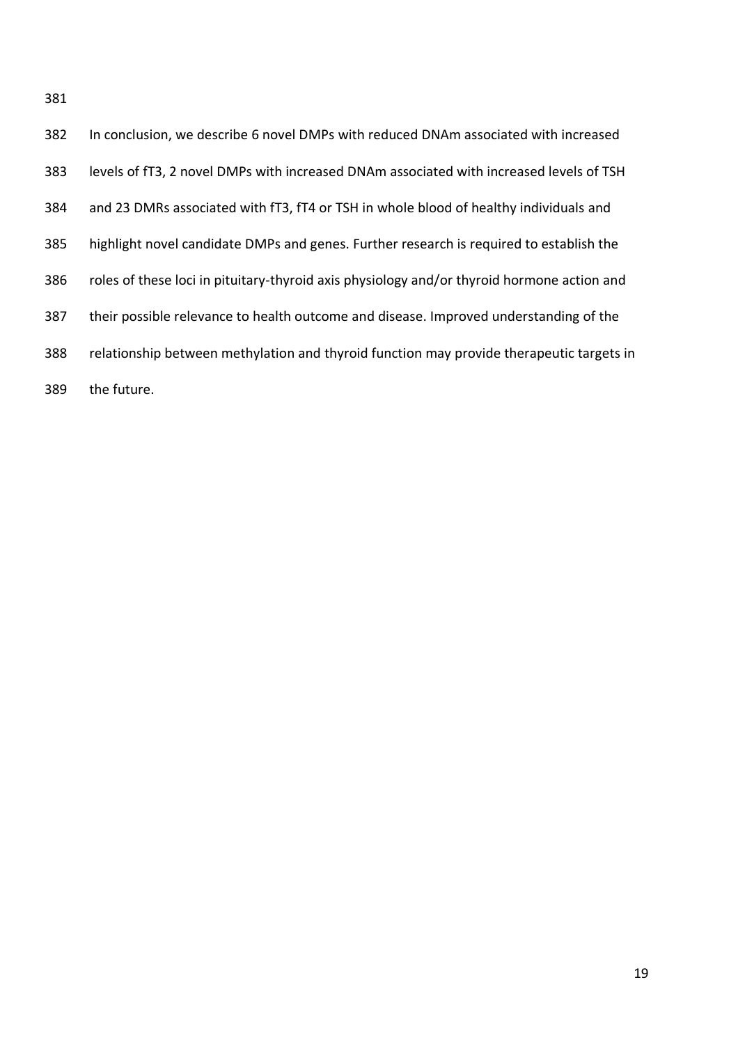In conclusion, we describe 6 novel DMPs with reduced DNAm associated with increased levels of fT3, 2 novel DMPs with increased DNAm associated with increased levels of TSH and 23 DMRs associated with fT3, fT4 or TSH in whole blood of healthy individuals and highlight novel candidate DMPs and genes. Further research is required to establish the roles of these loci in pituitary-thyroid axis physiology and/or thyroid hormone action and their possible relevance to health outcome and disease. Improved understanding of the relationship between methylation and thyroid function may provide therapeutic targets in the future.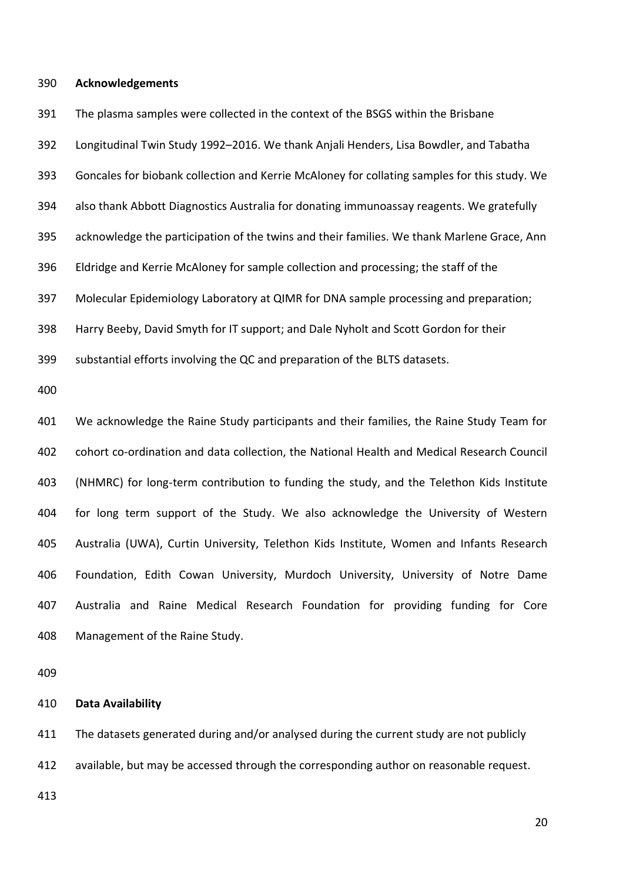## Acknowledgements

The plasma samples were collected in the context of the BSGS within the Brisbane Longitudinal Twin Study 1992–2016. We thank Anjali Henders, Lisa Bowdler, and Tabatha Goncales for biobank collection and Kerrie McAloney for collating samples for this study. We also thank Abbott Diagnostics Australia for donating immunoassay reagents. We gratefully acknowledge the participation of the twins and their families. We thank Marlene Grace, Ann Eldridge and Kerrie McAloney for sample collection and processing; the staff of the Molecular Epidemiology Laboratory at QIMR for DNA sample processing and preparation; Harry Beeby, David Smyth for IT support; and Dale Nyholt and Scott Gordon for their substantial efforts involving the QC and preparation of the BLTS datasets.

We acknowledge the Raine Study participants and their families, the Raine Study Team for cohort co-ordination and data collection, the National Health and Medical Research Council (NHMRC) for long-term contribution to funding the study, and the Telethon Kids Institute for long term support of the Study. We also acknowledge the University of Western Australia (UWA), Curtin University, Telethon Kids Institute, Women and Infants Research Foundation, Edith Cowan University, Murdoch University, University of Notre Dame Australia and Raine Medical Research Foundation for providing funding for Core Management of the Raine Study.

## Data Availability

The datasets generated during and/or analysed during the current study are not publicly available, but may be accessed through the corresponding author on reasonable request.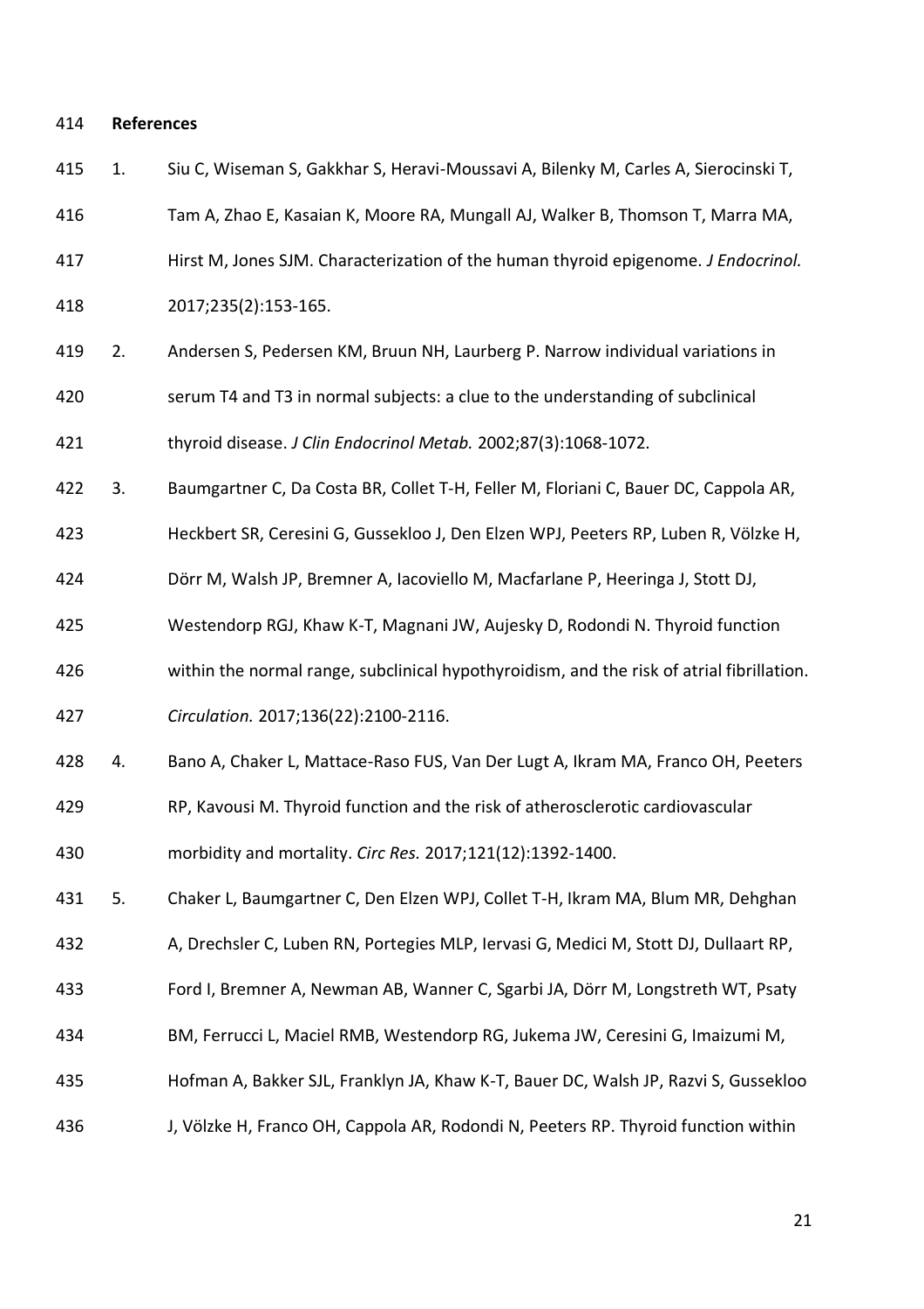## References

1. Siu C, Wiseman S, Gakkhar S, Heravi-Moussavi A, Bilenky M, Carles A, Sierocinski T, Tam A, Zhao E, Kasaian K, Moore RA, Mungall AJ, Walker B, Thomson T, Marra MA, Hirst M, Jones SJM. Characterization of the human thyroid epigenome. *J Endocrinol.* 2017;235(2):153-165.
2. Andersen S, Pedersen KM, Bruun NH, Laurberg P. Narrow individual variations in serum T4 and T3 in normal subjects: a clue to the understanding of subclinical thyroid disease. *J Clin Endocrinol Metab.* 2002;87(3):1068-1072.
3. Baumgartner C, Da Costa BR, Collet T-H, Feller M, Floriani C, Bauer DC, Cappola AR, Heckbert SR, Ceresini G, Gussekloo J, Den Elzen WPJ, Peeters RP, Luben R, Völzke H, Dörr M, Walsh JP, Bremner A, Iacoviello M, Macfarlane P, Heeringa J, Stott DJ, Westendorp RGJ, Khaw K-T, Magnani JW, Aujesky D, Rodondi N. Thyroid function within the normal range, subclinical hypothyroidism, and the risk of atrial fibrillation. *Circulation.* 2017;136(22):2100-2116.
4. Bano A, Chaker L, Mattace-Raso FUS, Van Der Lugt A, Ikram MA, Franco OH, Peeters RP, Kavousi M. Thyroid function and the risk of atherosclerotic cardiovascular morbidity and mortality. *Circ Res.* 2017;121(12):1392-1400.
5. Chaker L, Baumgartner C, Den Elzen WPJ, Collet T-H, Ikram MA, Blum MR, Dehghan A, Drechsler C, Luben RN, Portegies MLP, Iervasi G, Medici M, Stott DJ, Dullaart RP, Ford I, Bremner A, Newman AB, Wanner C, Sgarbi JA, Dörr M, Longstreth WT, Psaty BM, Ferrucci L, Maciel RMB, Westendorp RG, Jukema JW, Ceresini G, Imaizumi M, Hofman A, Bakker SJL, Franklyn JA, Khaw K-T, Bauer DC, Walsh JP, Razvi S, Gussekloo J, Völzke H, Franco OH, Cappola AR, Rodondi N, Peeters RP. Thyroid function within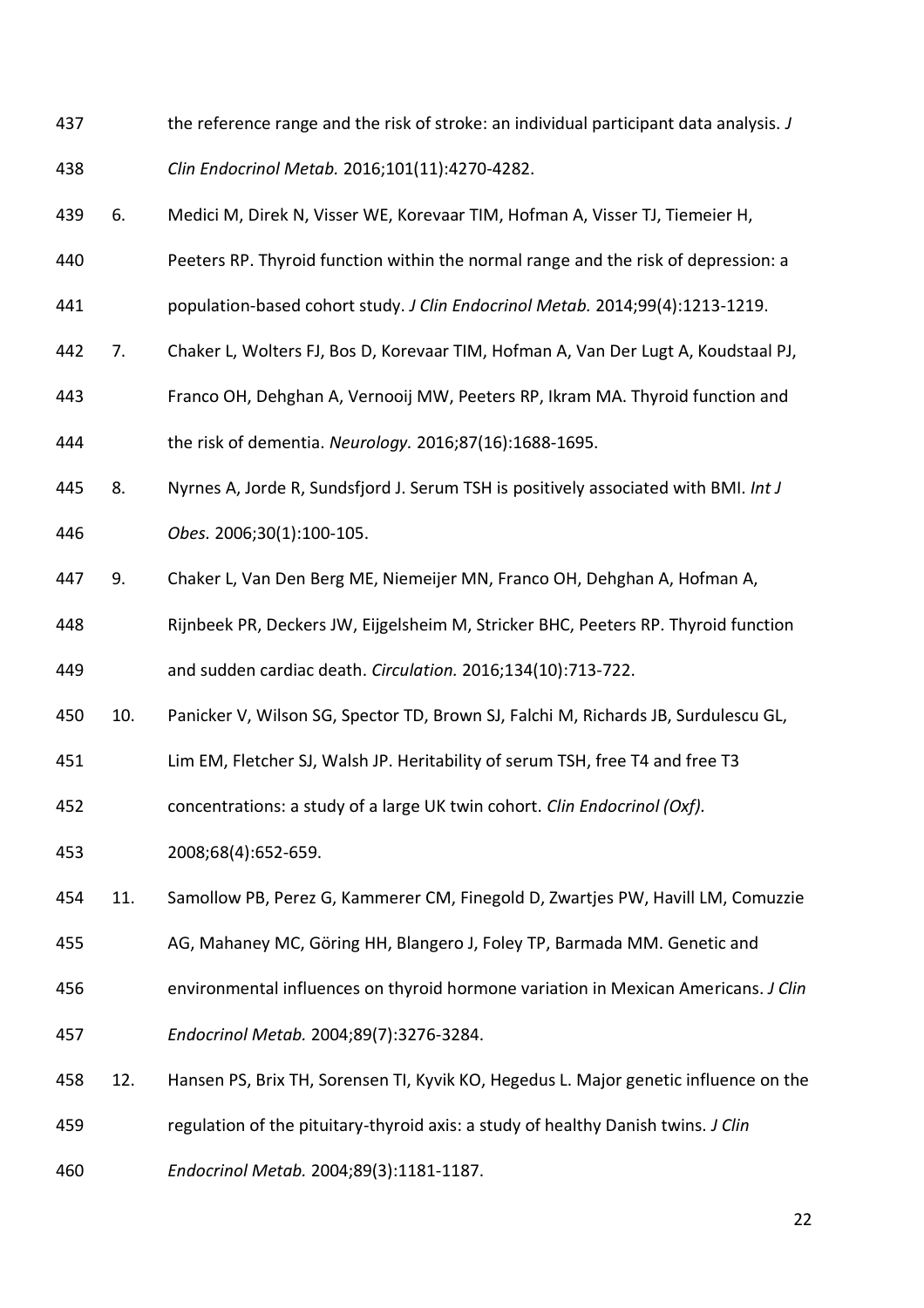the reference range and the risk of stroke: an individual participant data analysis. *J Clin Endocrinol Metab.* 2016;101(11):4270-4282.

6. Medici M, Direk N, Visser WE, Korevaar TIM, Hofman A, Visser TJ, Tiemeier H, Peeters RP. Thyroid function within the normal range and the risk of depression: a population-based cohort study. *J Clin Endocrinol Metab.* 2014;99(4):1213-1219.
7. Chaker L, Wolters FJ, Bos D, Korevaar TIM, Hofman A, Van Der Lugt A, Koudstaal PJ, Franco OH, Dehghan A, Vernooij MW, Peeters RP, Ikram MA. Thyroid function and the risk of dementia. *Neurology.* 2016;87(16):1688-1695.
8. Nyrnes A, Jorde R, Sundsfjord J. Serum TSH is positively associated with BMI. *Int J Obes.* 2006;30(1):100-105.
9. Chaker L, Van Den Berg ME, Niemeijer MN, Franco OH, Dehghan A, Hofman A, Rijnbeek PR, Deckers JW, Eijgelsheim M, Stricker BHC, Peeters RP. Thyroid function and sudden cardiac death. *Circulation.* 2016;134(10):713-722.
10. Panicker V, Wilson SG, Spector TD, Brown SJ, Falchi M, Richards JB, Surdulescu GL, Lim EM, Fletcher SJ, Walsh JP. Heritability of serum TSH, free T4 and free T3 concentrations: a study of a large UK twin cohort. *Clin Endocrinol (Oxf).* 2008;68(4):652-659.
11. Samollow PB, Perez G, Kammerer CM, Finegold D, Zwartjes PW, Havill LM, Comuzzie AG, Mahaney MC, Göring HH, Blangero J, Foley TP, Barmada MM. Genetic and environmental influences on thyroid hormone variation in Mexican Americans. *J Clin Endocrinol Metab.* 2004;89(7):3276-3284.
12. Hansen PS, Brix TH, Sorensen TI, Kyvik KO, Hegedus L. Major genetic influence on the regulation of the pituitary-thyroid axis: a study of healthy Danish twins. *J Clin Endocrinol Metab.* 2004;89(3):1181-1187.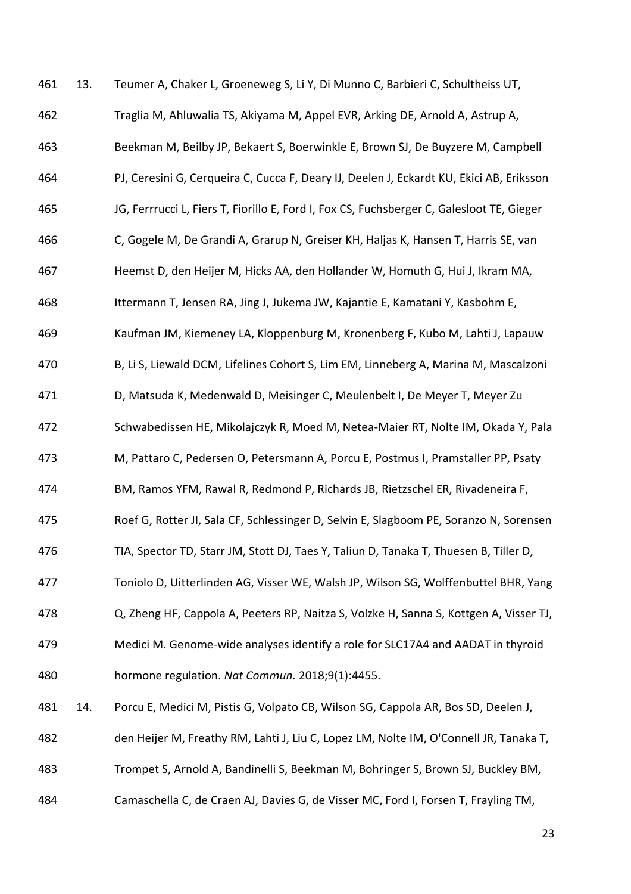13. Teumer A, Chaker L, Groeneweg S, Li Y, Di Munno C, Barbieri C, Schultheiss UT, Traglia M, Ahluwalia TS, Akiyama M, Appel EVR, Arking DE, Arnold A, Astrup A, Beekman M, Beilby JP, Bekaert S, Boerwinkle E, Brown SJ, De Buyzere M, Campbell PJ, Ceresini G, Cerqueira C, Cucca F, Deary IJ, Deelen J, Eckardt KU, Ekici AB, Eriksson JG, Ferrrucci L, Fiers T, Fiorillo E, Ford I, Fox CS, Fuchsberger C, Galesloot TE, Gieger C, Gogele M, De Grandi A, Grarup N, Greiser KH, Haljas K, Hansen T, Harris SE, van Heemst D, den Heijer M, Hicks AA, den Hollander W, Homuth G, Hui J, Ikram MA, Ittermann T, Jensen RA, Jing J, Jukema JW, Kajantie E, Kamatani Y, Kasbohm E, Kaufman JM, Kiemeney LA, Kloppenburg M, Kronenberg F, Kubo M, Lahti J, Lapauw B, Li S, Liewald DCM, Lifelines Cohort S, Lim EM, Linneberg A, Marina M, Mascalzoni D, Matsuda K, Medenwald D, Meisinger C, Meulenbelt I, De Meyer T, Meyer Zu Schwabedissen HE, Mikolajczyk R, Moed M, Netea-Maier RT, Nolte IM, Okada Y, Pala M, Pattaro C, Pedersen O, Petersmann A, Porcu E, Postmus I, Pramstaller PP, Psaty BM, Ramos YFM, Rawal R, Redmond P, Richards JB, Rietzschel ER, Rivadeneira F, Roef G, Rotter JI, Sala CF, Schlessinger D, Selvin E, Slagboom PE, Soranzo N, Sorensen TIA, Spector TD, Starr JM, Stott DJ, Taes Y, Taliun D, Tanaka T, Thuesen B, Tiller D, Toniolo D, Uitterlinden AG, Visser WE, Walsh JP, Wilson SG, Wolffenbuttel BHR, Yang Q, Zheng HF, Cappola A, Peeters RP, Naitza S, Volzke H, Sanna S, Kottgen A, Visser TJ, Medici M. Genome-wide analyses identify a role for SLC17A4 and AADAT in thyroid hormone regulation. *Nat Commun.* 2018;9(1):4455.

14. Porcu E, Medici M, Pistis G, Volpato CB, Wilson SG, Cappola AR, Bos SD, Deelen J, den Heijer M, Freathy RM, Lahti J, Liu C, Lopez LM, Nolte IM, O'Connell JR, Tanaka T, Trompet S, Arnold A, Bandinelli S, Beekman M, Bohringer S, Brown SJ, Buckley BM, Camaschella C, de Craen AJ, Davies G, de Visser MC, Ford I, Forsen T, Frayling TM,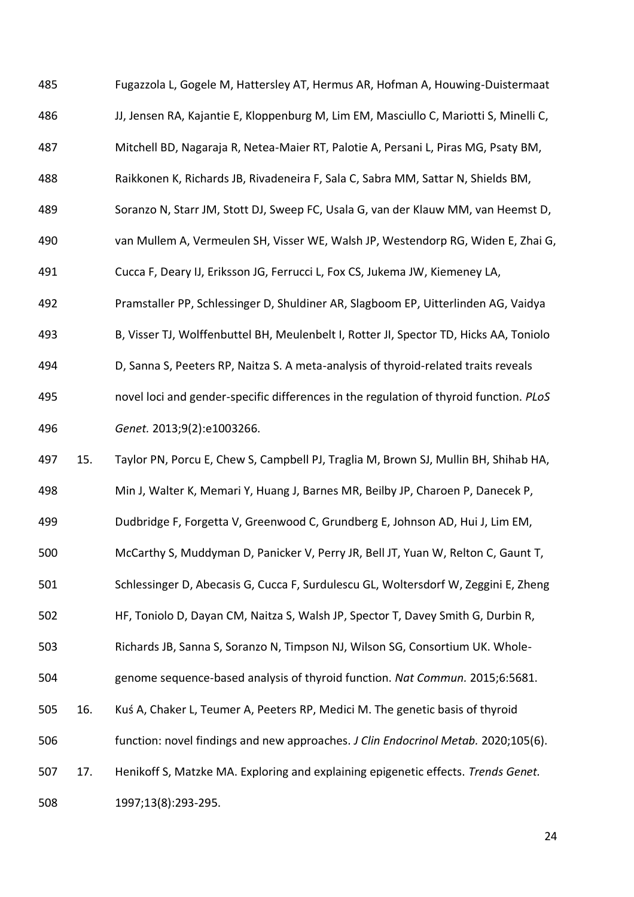Fugazzola L, Gogele M, Hattersley AT, Hermus AR, Hofman A, Houwing-Duistermaat JJ, Jensen RA, Kajantie E, Kloppenburg M, Lim EM, Masciullo C, Mariotti S, Minelli C, Mitchell BD, Nagaraja R, Netea-Maier RT, Palotie A, Persani L, Piras MG, Psaty BM, Raikkonen K, Richards JB, Rivadeneira F, Sala C, Sabra MM, Sattar N, Shields BM, Soranzo N, Starr JM, Stott DJ, Sweep FC, Usala G, van der Klauw MM, van Heemst D, van Mullem A, Vermeulen SH, Visser WE, Walsh JP, Westendorp RG, Widen E, Zhai G, Cucca F, Deary IJ, Eriksson JG, Ferrucci L, Fox CS, Jukema JW, Kiemeney LA, Pramstaller PP, Schlessinger D, Shuldiner AR, Slagboom EP, Uitterlinden AG, Vaidya B, Visser TJ, Wolffenbuttel BH, Meulenbelt I, Rotter JI, Spector TD, Hicks AA, Toniolo D, Sanna S, Peeters RP, Naitza S. A meta-analysis of thyroid-related traits reveals novel loci and gender-specific differences in the regulation of thyroid function. *PLoS Genet.* 2013;9(2):e1003266.

15. Taylor PN, Porcu E, Chew S, Campbell PJ, Traglia M, Brown SJ, Mullin BH, Shihab HA, Min J, Walter K, Memari Y, Huang J, Barnes MR, Beilby JP, Charoen P, Danecek P, Dudbridge F, Forgetta V, Greenwood C, Grundberg E, Johnson AD, Hui J, Lim EM, McCarthy S, Muddyman D, Panicker V, Perry JR, Bell JT, Yuan W, Relton C, Gaunt T, Schlessinger D, Abecasis G, Cucca F, Surdulescu GL, Woltersdorf W, Zeggini E, Zheng HF, Toniolo D, Dayan CM, Naitza S, Walsh JP, Spector T, Davey Smith G, Durbin R, Richards JB, Sanna S, Soranzo N, Timpson NJ, Wilson SG, Consortium UK. Whole-genome sequence-based analysis of thyroid function. *Nat Commun.* 2015;6:5681.
16. Kuś A, Chaker L, Teumer A, Peeters RP, Medici M. The genetic basis of thyroid function: novel findings and new approaches. *J Clin Endocrinol Metab.* 2020;105(6).
17. Henikoff S, Matzke MA. Exploring and explaining epigenetic effects. *Trends Genet.* 1997;13(8):293-295.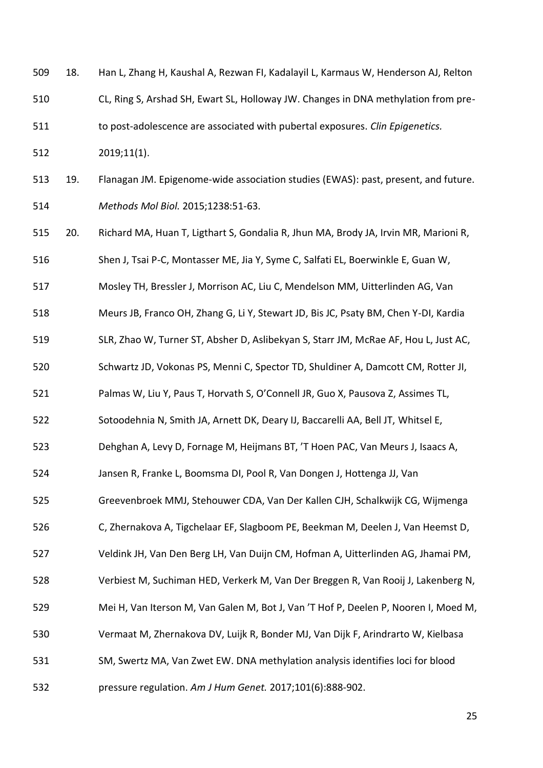18. Han L, Zhang H, Kaushal A, Rezwan FI, Kadalayil L, Karmaus W, Henderson AJ, Relton CL, Ring S, Arshad SH, Ewart SL, Holloway JW. Changes in DNA methylation from pre- to post-adolescence are associated with pubertal exposures. *Clin Epigenetics.* 2019;11(1).

19. Flanagan JM. Epigenome-wide association studies (EWAS): past, present, and future. *Methods Mol Biol.* 2015;1238:51-63.

20. Richard MA, Huan T, Ligthart S, Gondalia R, Jhun MA, Brody JA, Irvin MR, Marioni R, Shen J, Tsai P-C, Montasser ME, Jia Y, Syme C, Salfati EL, Boerwinkle E, Guan W, Mosley TH, Bressler J, Morrison AC, Liu C, Mendelson MM, Uitterlinden AG, Van Meurs JB, Franco OH, Zhang G, Li Y, Stewart JD, Bis JC, Psaty BM, Chen Y-DI, Kardia SLR, Zhao W, Turner ST, Absher D, Aslibekyan S, Starr JM, McRae AF, Hou L, Just AC, Schwartz JD, Vokonas PS, Menni C, Spector TD, Shuldiner A, Damcott CM, Rotter JI, Palmas W, Liu Y, Paus T, Horvath S, O'Connell JR, Guo X, Pausova Z, Assimes TL, Sotoodehnia N, Smith JA, Arnett DK, Deary IJ, Baccarelli AA, Bell JT, Whitsel E, Dehghan A, Levy D, Fornage M, Heijmans BT, 'T Hoen PAC, Van Meurs J, Isaacs A, Jansen R, Franke L, Boomsma DI, Pool R, Van Dongen J, Hottenga JJ, Van Greevenbroek MMJ, Stehouwer CDA, Van Der Kallen CJH, Schalkwijk CG, Wijmenga C, Zhernakova A, Tigchelaar EF, Slagboom PE, Beekman M, Deelen J, Van Heemst D, Veldink JH, Van Den Berg LH, Van Duijn CM, Hofman A, Uitterlinden AG, Jhamai PM, Verbiest M, Suchiman HED, Verkerk M, Van Der Breggen R, Van Rooij J, Lakenberg N, Mei H, Van Iterson M, Van Galen M, Bot J, Van 'T Hof P, Deelen P, Nooren I, Moed M, Vermaat M, Zhernakova DV, Luijk R, Bonder MJ, Van Dijk F, Arindrarto W, Kielbasa SM, Swertz MA, Van Zwet EW. DNA methylation analysis identifies loci for blood pressure regulation. *Am J Hum Genet.* 2017;101(6):888-902.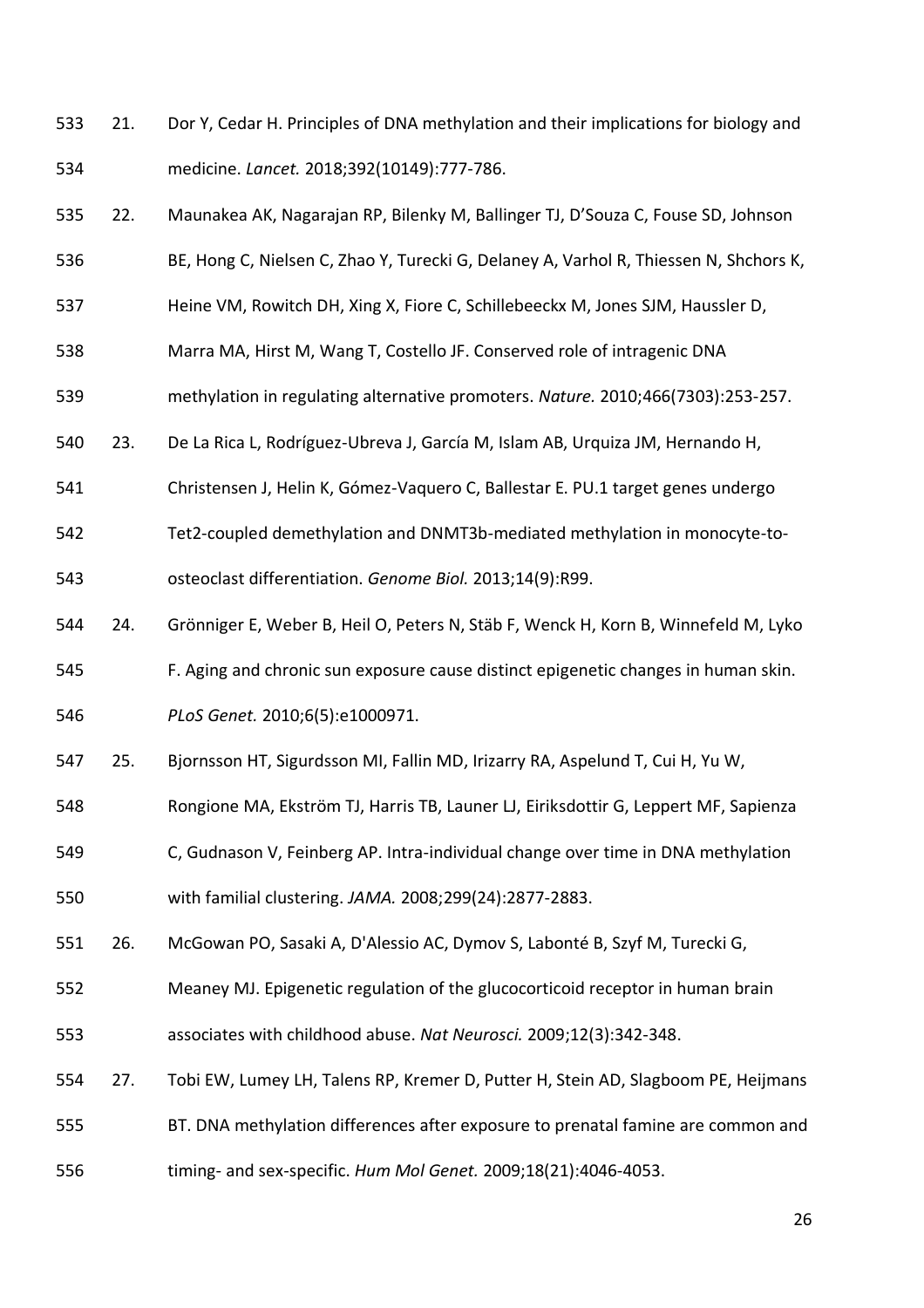21. Dor Y, Cedar H. Principles of DNA methylation and their implications for biology and medicine. *Lancet.* 2018;392(10149):777-786.
22. Maunakea AK, Nagarajan RP, Bilenky M, Ballinger TJ, D'Souza C, Fouse SD, Johnson BE, Hong C, Nielsen C, Zhao Y, Turecki G, Delaney A, Varhol R, Thiessen N, Shchors K, Heine VM, Rowitch DH, Xing X, Fiore C, Schillebeeckx M, Jones SJM, Haussler D, Marra MA, Hirst M, Wang T, Costello JF. Conserved role of intragenic DNA methylation in regulating alternative promoters. *Nature.* 2010;466(7303):253-257.
23. De La Rica L, Rodríguez-Ubreva J, García M, Islam AB, Urquiza JM, Hernando H, Christensen J, Helin K, Gómez-Vaquero C, Ballestar E. PU.1 target genes undergo Tet2-coupled demethylation and DNMT3b-mediated methylation in monocyte-to-osteoclast differentiation. *Genome Biol.* 2013;14(9):R99.
24. Grönniger E, Weber B, Heil O, Peters N, Stäb F, Wenck H, Korn B, Winnefeld M, Lyko F. Aging and chronic sun exposure cause distinct epigenetic changes in human skin. *PLoS Genet.* 2010;6(5):e1000971.
25. Bjornsson HT, Sigurdsson MI, Fallin MD, Irizarry RA, Aspelund T, Cui H, Yu W, Rongione MA, Ekström TJ, Harris TB, Launer LJ, Eiriksdottir G, Leppert MF, Sapienza C, Gudnason V, Feinberg AP. Intra-individual change over time in DNA methylation with familial clustering. *JAMA.* 2008;299(24):2877-2883.
26. McGowan PO, Sasaki A, D'Alessio AC, Dymov S, Labonté B, Szyf M, Turecki G, Meaney MJ. Epigenetic regulation of the glucocorticoid receptor in human brain associates with childhood abuse. *Nat Neurosci.* 2009;12(3):342-348.
27. Tobi EW, Lumey LH, Talens RP, Kremer D, Putter H, Stein AD, Slagboom PE, Heijmans BT. DNA methylation differences after exposure to prenatal famine are common and timing- and sex-specific. *Hum Mol Genet.* 2009;18(21):4046-4053.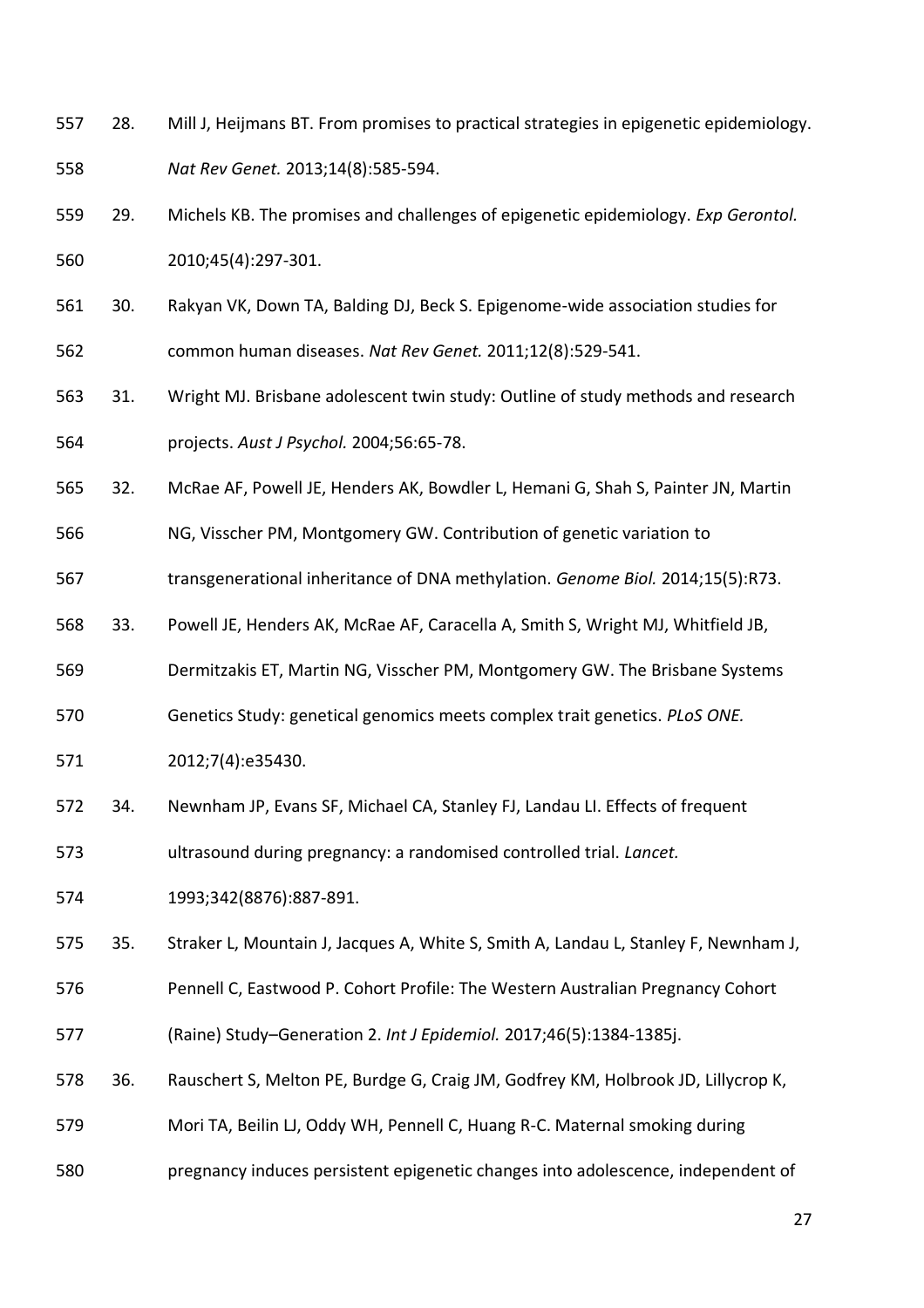28. Mill J, Heijmans BT. From promises to practical strategies in epigenetic epidemiology. *Nat Rev Genet.* 2013;14(8):585-594.

29. Michels KB. The promises and challenges of epigenetic epidemiology. *Exp Gerontol.* 2010;45(4):297-301.

30. Rakyan VK, Down TA, Balding DJ, Beck S. Epigenome-wide association studies for common human diseases. *Nat Rev Genet.* 2011;12(8):529-541.

31. Wright MJ. Brisbane adolescent twin study: Outline of study methods and research projects. *Aust J Psychol.* 2004;56:65-78.

32. McRae AF, Powell JE, Henders AK, Bowdler L, Hemani G, Shah S, Painter JN, Martin NG, Visscher PM, Montgomery GW. Contribution of genetic variation to transgenerational inheritance of DNA methylation. *Genome Biol.* 2014;15(5):R73.

33. Powell JE, Henders AK, McRae AF, Caracella A, Smith S, Wright MJ, Whitfield JB, Dermitzakis ET, Martin NG, Visscher PM, Montgomery GW. The Brisbane Systems Genetics Study: genetical genomics meets complex trait genetics. *PLoS ONE.* 2012;7(4):e35430.

34. Newnham JP, Evans SF, Michael CA, Stanley FJ, Landau LI. Effects of frequent ultrasound during pregnancy: a randomised controlled trial. *Lancet.* 1993;342(8876):887-891.

35. Straker L, Mountain J, Jacques A, White S, Smith A, Landau L, Stanley F, Newnham J, Pennell C, Eastwood P. Cohort Profile: The Western Australian Pregnancy Cohort (Raine) Study–Generation 2. *Int J Epidemiol.* 2017;46(5):1384-1385j.

36. Rauschert S, Melton PE, Burdge G, Craig JM, Godfrey KM, Holbrook JD, Lillycrop K, Mori TA, Beilin LJ, Oddy WH, Pennell C, Huang R-C. Maternal smoking during pregnancy induces persistent epigenetic changes into adolescence, independent of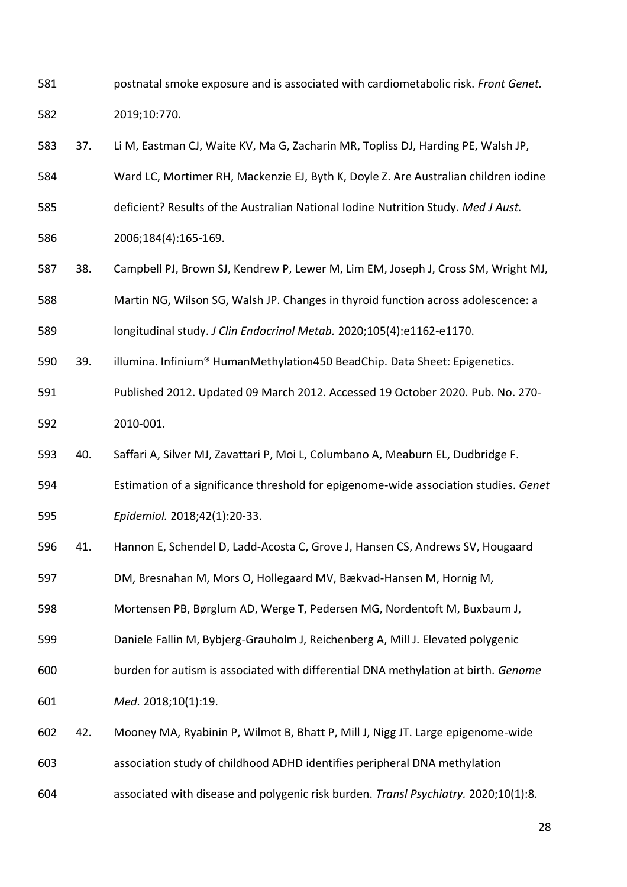postnatal smoke exposure and is associated with cardiometabolic risk. *Front Genet.* 2019;10:770.

37. Li M, Eastman CJ, Waite KV, Ma G, Zacharin MR, Topliss DJ, Harding PE, Walsh JP, Ward LC, Mortimer RH, Mackenzie EJ, Byth K, Doyle Z. Are Australian children iodine deficient? Results of the Australian National Iodine Nutrition Study. *Med J Aust.* 2006;184(4):165-169.

38. Campbell PJ, Brown SJ, Kendrew P, Lewer M, Lim EM, Joseph J, Cross SM, Wright MJ, Martin NG, Wilson SG, Walsh JP. Changes in thyroid function across adolescence: a longitudinal study. *J Clin Endocrinol Metab.* 2020;105(4):e1162-e1170.

39. illumina. Infinium® HumanMethylation450 BeadChip. Data Sheet: Epigenetics. Published 2012. Updated 09 March 2012. Accessed 19 October 2020. Pub. No. 270-2010-001.

40. Saffari A, Silver MJ, Zavattari P, Moi L, Columbano A, Meaburn EL, Dudbridge F. Estimation of a significance threshold for epigenome-wide association studies. *Genet Epidemiol.* 2018;42(1):20-33.

41. Hannon E, Schendel D, Ladd-Acosta C, Grove J, Hansen CS, Andrews SV, Hougaard DM, Bresnahan M, Mors O, Hollegaard MV, Bækvad-Hansen M, Hornig M, Mortensen PB, Børglum AD, Werge T, Pedersen MG, Nordentoft M, Buxbaum J, Daniele Fallin M, Bybjerg-Grauholm J, Reichenberg A, Mill J. Elevated polygenic burden for autism is associated with differential DNA methylation at birth. *Genome Med.* 2018;10(1):19.

42. Mooney MA, Ryabinin P, Wilmot B, Bhatt P, Mill J, Nigg JT. Large epigenome-wide association study of childhood ADHD identifies peripheral DNA methylation associated with disease and polygenic risk burden. *Transl Psychiatry.* 2020;10(1):8.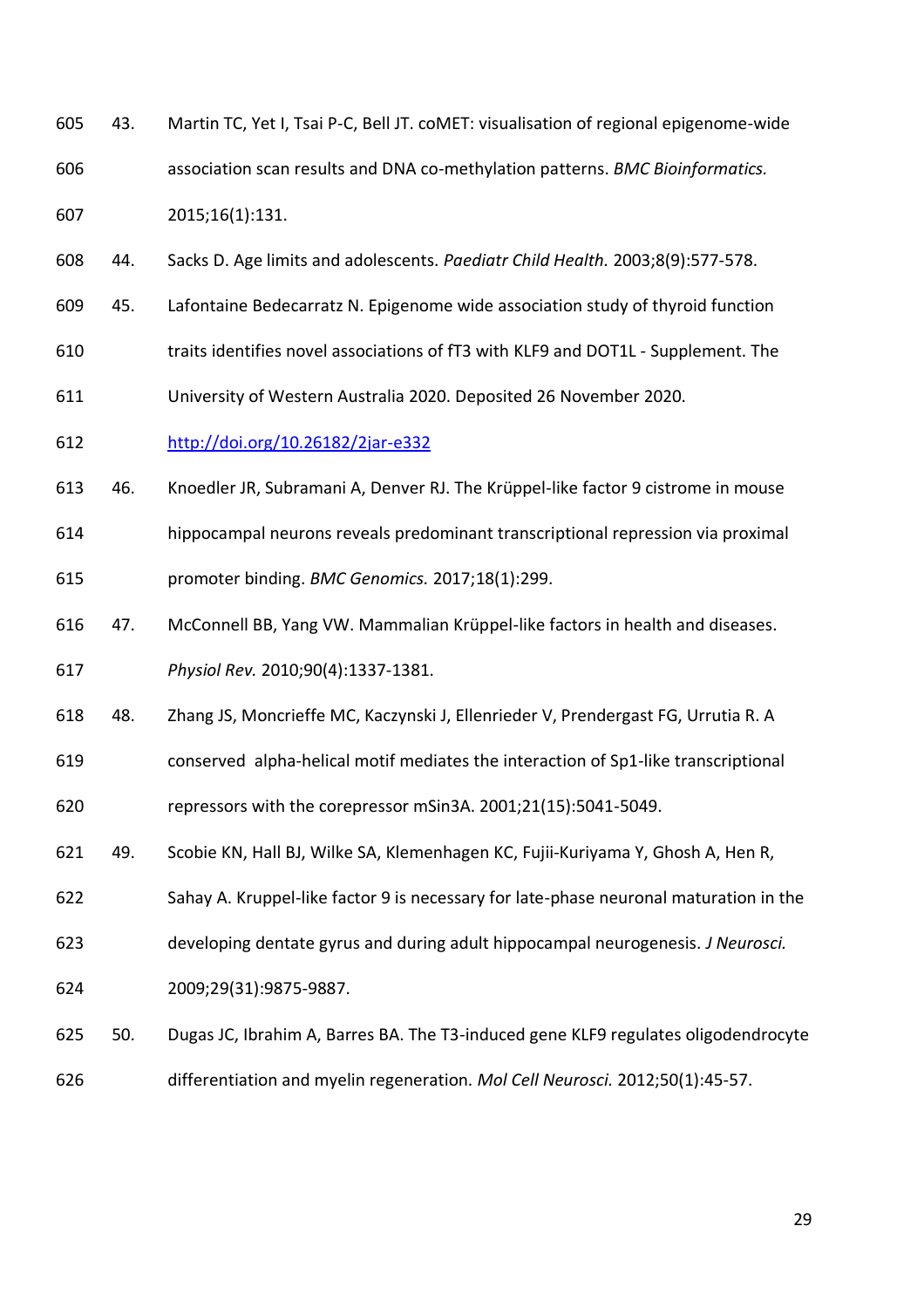43. Martin TC, Yet I, Tsai P-C, Bell JT. coMET: visualisation of regional epigenome-wide association scan results and DNA co-methylation patterns. *BMC Bioinformatics.* 2015;16(1):131.
44. Sacks D. Age limits and adolescents. *Paediatr Child Health.* 2003;8(9):577-578.
45. Lafontaine Bedecarratz N. Epigenome wide association study of thyroid function traits identifies novel associations of fT3 with KLF9 and DOT1L - Supplement. The University of Western Australia 2020. Deposited 26 November 2020. http://doi.org/10.26182/2jar-e332
46. Knoedler JR, Subramani A, Denver RJ. The Krüppel-like factor 9 cistrome in mouse hippocampal neurons reveals predominant transcriptional repression via proximal promoter binding. *BMC Genomics.* 2017;18(1):299.
47. McConnell BB, Yang VW. Mammalian Krüppel-like factors in health and diseases. *Physiol Rev.* 2010;90(4):1337-1381.
48. Zhang JS, Moncrieffe MC, Kaczynski J, Ellenrieder V, Prendergast FG, Urrutia R. A conserved alpha-helical motif mediates the interaction of Sp1-like transcriptional repressors with the corepressor mSin3A. 2001;21(15):5041-5049.
49. Scobie KN, Hall BJ, Wilke SA, Klemenhagen KC, Fujii-Kuriyama Y, Ghosh A, Hen R, Sahay A. Kruppel-like factor 9 is necessary for late-phase neuronal maturation in the developing dentate gyrus and during adult hippocampal neurogenesis. *J Neurosci.* 2009;29(31):9875-9887.
50. Dugas JC, Ibrahim A, Barres BA. The T3-induced gene KLF9 regulates oligodendrocyte differentiation and myelin regeneration. *Mol Cell Neurosci.* 2012;50(1):45-57.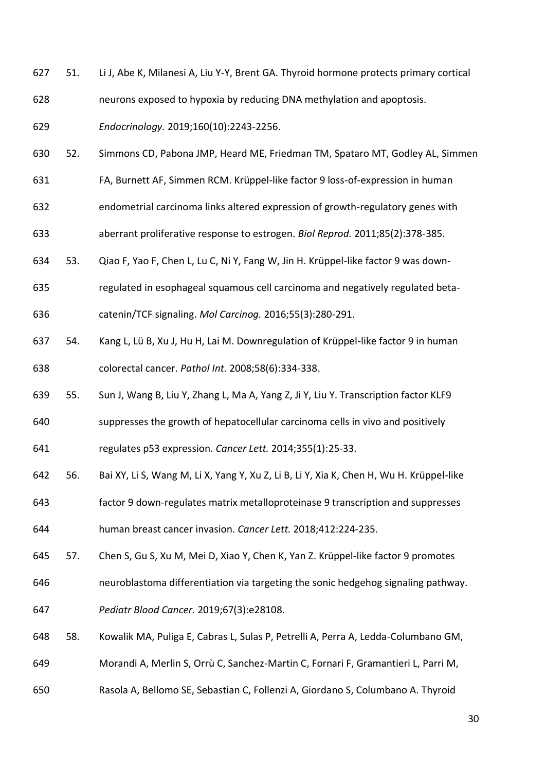51. Li J, Abe K, Milanesi A, Liu Y-Y, Brent GA. Thyroid hormone protects primary cortical neurons exposed to hypoxia by reducing DNA methylation and apoptosis. *Endocrinology.* 2019;160(10):2243-2256.

52. Simmons CD, Pabona JMP, Heard ME, Friedman TM, Spataro MT, Godley AL, Simmen FA, Burnett AF, Simmen RCM. Krüppel-like factor 9 loss-of-expression in human endometrial carcinoma links altered expression of growth-regulatory genes with aberrant proliferative response to estrogen. *Biol Reprod.* 2011;85(2):378-385.

53. Qiao F, Yao F, Chen L, Lu C, Ni Y, Fang W, Jin H. Krüppel-like factor 9 was down-regulated in esophageal squamous cell carcinoma and negatively regulated beta-catenin/TCF signaling. *Mol Carcinog.* 2016;55(3):280-291.

54. Kang L, Lü B, Xu J, Hu H, Lai M. Downregulation of Krüppel-like factor 9 in human colorectal cancer. *Pathol Int.* 2008;58(6):334-338.

55. Sun J, Wang B, Liu Y, Zhang L, Ma A, Yang Z, Ji Y, Liu Y. Transcription factor KLF9 suppresses the growth of hepatocellular carcinoma cells in vivo and positively regulates p53 expression. *Cancer Lett.* 2014;355(1):25-33.

56. Bai XY, Li S, Wang M, Li X, Yang Y, Xu Z, Li B, Li Y, Xia K, Chen H, Wu H. Krüppel-like factor 9 down-regulates matrix metalloproteinase 9 transcription and suppresses human breast cancer invasion. *Cancer Lett.* 2018;412:224-235.

57. Chen S, Gu S, Xu M, Mei D, Xiao Y, Chen K, Yan Z. Krüppel-like factor 9 promotes neuroblastoma differentiation via targeting the sonic hedgehog signaling pathway. *Pediatr Blood Cancer.* 2019;67(3):e28108.

58. Kowalik MA, Puliga E, Cabras L, Sulas P, Petrelli A, Perra A, Ledda-Columbano GM, Morandi A, Merlin S, Orrù C, Sanchez-Martin C, Fornari F, Gramantieri L, Parri M, Rasola A, Bellomo SE, Sebastian C, Follenzi A, Giordano S, Columbano A. Thyroid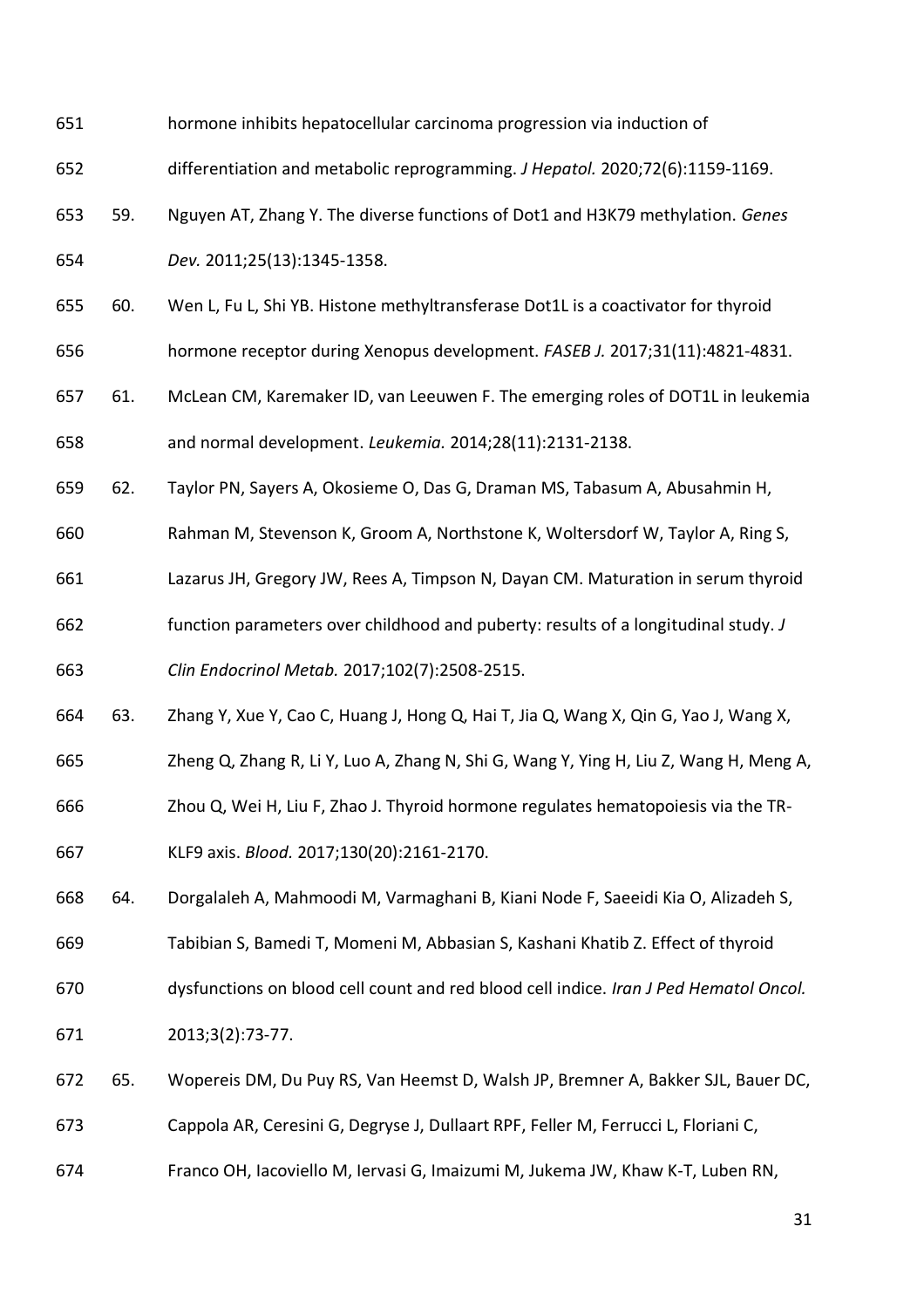hormone inhibits hepatocellular carcinoma progression via induction of differentiation and metabolic reprogramming. *J Hepatol.* 2020;72(6):1159-1169.

59. Nguyen AT, Zhang Y. The diverse functions of Dot1 and H3K79 methylation. *Genes Dev.* 2011;25(13):1345-1358.

60. Wen L, Fu L, Shi YB. Histone methyltransferase Dot1L is a coactivator for thyroid hormone receptor during Xenopus development. *FASEB J.* 2017;31(11):4821-4831.

61. McLean CM, Karemaker ID, van Leeuwen F. The emerging roles of DOT1L in leukemia and normal development. *Leukemia.* 2014;28(11):2131-2138.

62. Taylor PN, Sayers A, Okosieme O, Das G, Draman MS, Tabasum A, Abusahmin H, Rahman M, Stevenson K, Groom A, Northstone K, Woltersdorf W, Taylor A, Ring S, Lazarus JH, Gregory JW, Rees A, Timpson N, Dayan CM. Maturation in serum thyroid function parameters over childhood and puberty: results of a longitudinal study. *J Clin Endocrinol Metab.* 2017;102(7):2508-2515.

63. Zhang Y, Xue Y, Cao C, Huang J, Hong Q, Hai T, Jia Q, Wang X, Qin G, Yao J, Wang X, Zheng Q, Zhang R, Li Y, Luo A, Zhang N, Shi G, Wang Y, Ying H, Liu Z, Wang H, Meng A, Zhou Q, Wei H, Liu F, Zhao J. Thyroid hormone regulates hematopoiesis via the TR-KLF9 axis. *Blood.* 2017;130(20):2161-2170.

64. Dorgalaleh A, Mahmoodi M, Varmaghani B, Kiani Node F, Saeeidi Kia O, Alizadeh S, Tabibian S, Bamedi T, Momeni M, Abbasian S, Kashani Khatib Z. Effect of thyroid dysfunctions on blood cell count and red blood cell indice. *Iran J Ped Hematol Oncol.* 2013;3(2):73-77.

65. Wopereis DM, Du Puy RS, Van Heemst D, Walsh JP, Bremner A, Bakker SJL, Bauer DC, Cappola AR, Ceresini G, Degryse J, Dullaart RPF, Feller M, Ferrucci L, Floriani C, Franco OH, Iacoviello M, Iervasi G, Imaizumi M, Jukema JW, Khaw K-T, Luben RN,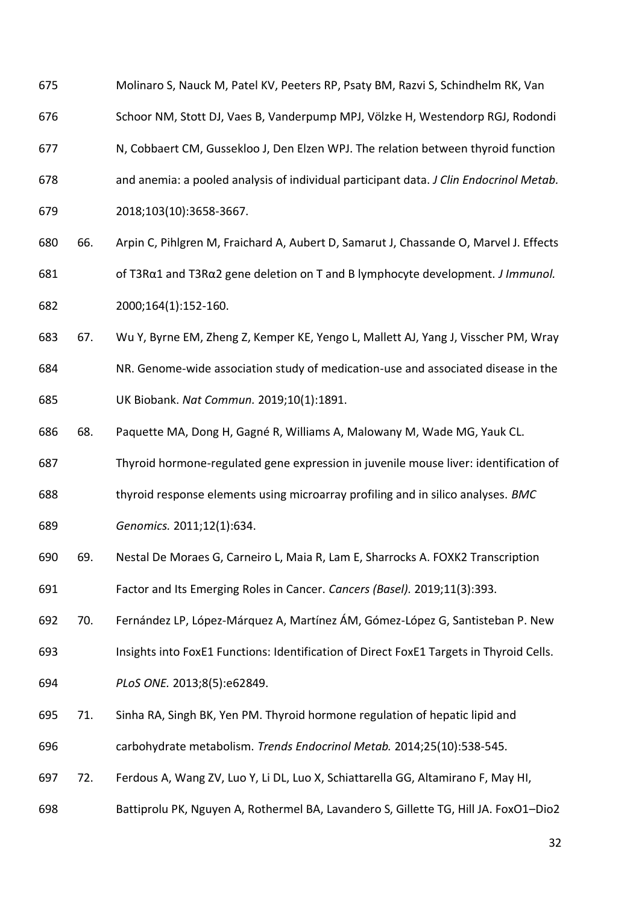Molinaro S, Nauck M, Patel KV, Peeters RP, Psaty BM, Razvi S, Schindhelm RK, Van Schoor NM, Stott DJ, Vaes B, Vanderpump MPJ, Völzke H, Westendorp RGJ, Rodondi N, Cobbaert CM, Gussekloo J, Den Elzen WPJ. The relation between thyroid function and anemia: a pooled analysis of individual participant data. *J Clin Endocrinol Metab.* 2018;103(10):3658-3667.

66. Arpin C, Pihlgren M, Fraichard A, Aubert D, Samarut J, Chassande O, Marvel J. Effects of T3Rα1 and T3Rα2 gene deletion on T and B lymphocyte development. *J Immunol.* 2000;164(1):152-160.

67. Wu Y, Byrne EM, Zheng Z, Kemper KE, Yengo L, Mallett AJ, Yang J, Visscher PM, Wray NR. Genome-wide association study of medication-use and associated disease in the UK Biobank. *Nat Commun.* 2019;10(1):1891.

68. Paquette MA, Dong H, Gagné R, Williams A, Malowany M, Wade MG, Yauk CL. Thyroid hormone-regulated gene expression in juvenile mouse liver: identification of thyroid response elements using microarray profiling and in silico analyses. *BMC Genomics.* 2011;12(1):634.

69. Nestal De Moraes G, Carneiro L, Maia R, Lam E, Sharrocks A. FOXK2 Transcription Factor and Its Emerging Roles in Cancer. *Cancers (Basel).* 2019;11(3):393.

70. Fernández LP, López-Márquez A, Martínez ÁM, Gómez-López G, Santisteban P. New Insights into FoxE1 Functions: Identification of Direct FoxE1 Targets in Thyroid Cells. *PLoS ONE.* 2013;8(5):e62849.

71. Sinha RA, Singh BK, Yen PM. Thyroid hormone regulation of hepatic lipid and carbohydrate metabolism. *Trends Endocrinol Metab.* 2014;25(10):538-545.

72. Ferdous A, Wang ZV, Luo Y, Li DL, Luo X, Schiattarella GG, Altamirano F, May HI, Battiprolu PK, Nguyen A, Rothermel BA, Lavandero S, Gillette TG, Hill JA. FoxO1–Dio2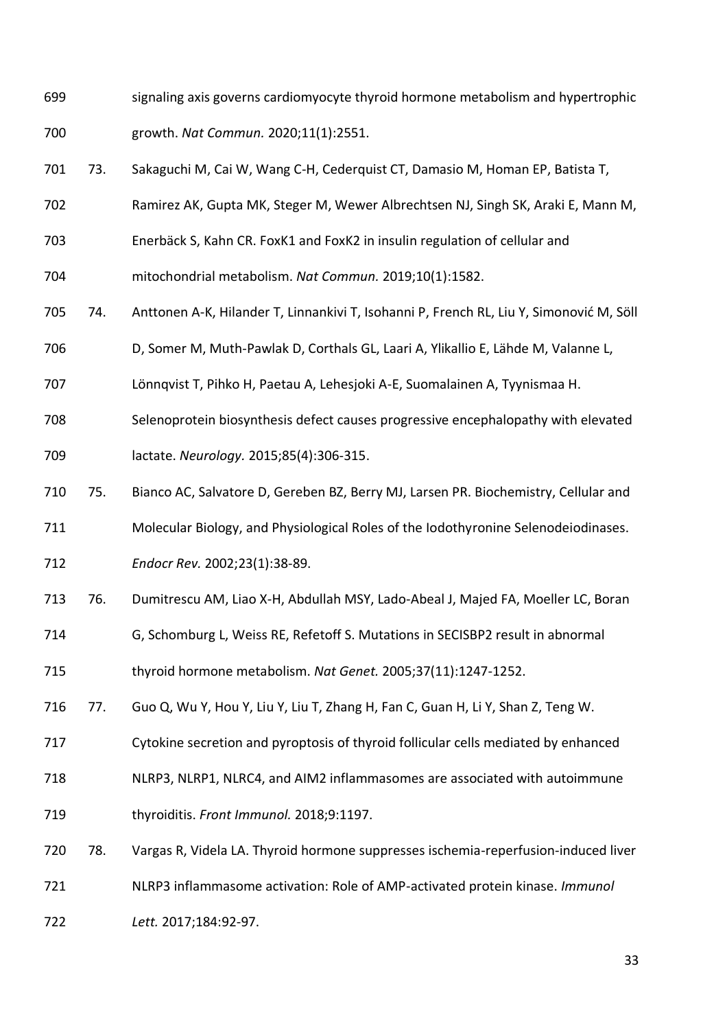signaling axis governs cardiomyocyte thyroid hormone metabolism and hypertrophic growth. *Nat Commun.* 2020;11(1):2551.

73. Sakaguchi M, Cai W, Wang C-H, Cederquist CT, Damasio M, Homan EP, Batista T, Ramirez AK, Gupta MK, Steger M, Wewer Albrechtsen NJ, Singh SK, Araki E, Mann M, Enerbäck S, Kahn CR. FoxK1 and FoxK2 in insulin regulation of cellular and mitochondrial metabolism. *Nat Commun.* 2019;10(1):1582.

74. Anttonen A-K, Hilander T, Linnankivi T, Isohanni P, French RL, Liu Y, Simonović M, Söll D, Somer M, Muth-Pawlak D, Corthals GL, Laari A, Ylikallio E, Lähde M, Valanne L, Lönnqvist T, Pihko H, Paetau A, Lehesjoki A-E, Suomalainen A, Tyynismaa H. Selenoprotein biosynthesis defect causes progressive encephalopathy with elevated lactate. *Neurology.* 2015;85(4):306-315.

75. Bianco AC, Salvatore D, Gereben BZ, Berry MJ, Larsen PR. Biochemistry, Cellular and Molecular Biology, and Physiological Roles of the Iodothyronine Selenodeiodinases. *Endocr Rev.* 2002;23(1):38-89.

76. Dumitrescu AM, Liao X-H, Abdullah MSY, Lado-Abeal J, Majed FA, Moeller LC, Boran G, Schomburg L, Weiss RE, Refetoff S. Mutations in SECISBP2 result in abnormal thyroid hormone metabolism. *Nat Genet.* 2005;37(11):1247-1252.

77. Guo Q, Wu Y, Hou Y, Liu Y, Liu T, Zhang H, Fan C, Guan H, Li Y, Shan Z, Teng W. Cytokine secretion and pyroptosis of thyroid follicular cells mediated by enhanced NLRP3, NLRP1, NLRC4, and AIM2 inflammasomes are associated with autoimmune thyroiditis. *Front Immunol.* 2018;9:1197.

78. Vargas R, Videla LA. Thyroid hormone suppresses ischemia-reperfusion-induced liver NLRP3 inflammasome activation: Role of AMP-activated protein kinase. *Immunol Lett.* 2017;184:92-97.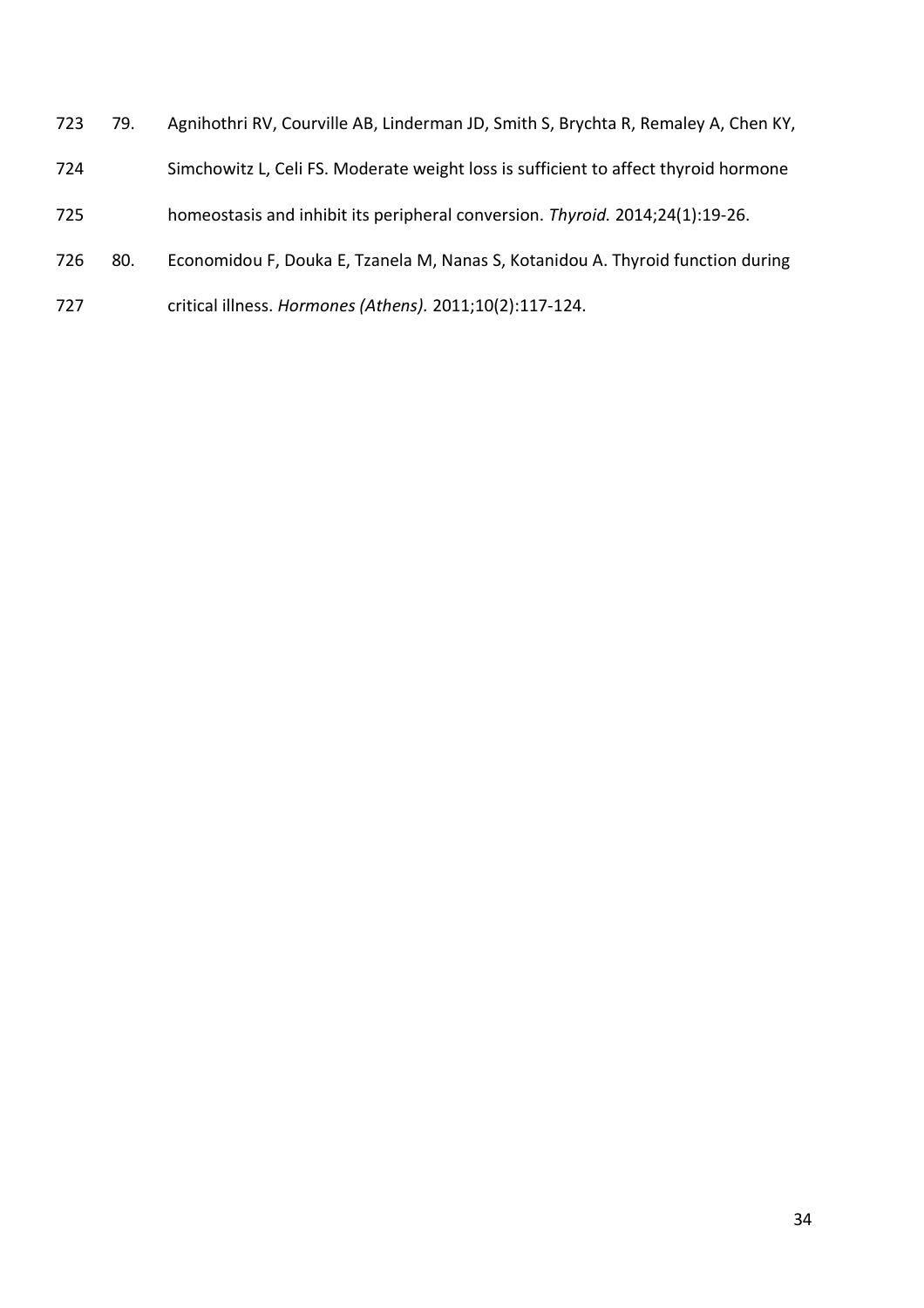79. Agnihothri RV, Courville AB, Linderman JD, Smith S, Brychta R, Remaley A, Chen KY, Simchowitz L, Celi FS. Moderate weight loss is sufficient to affect thyroid hormone homeostasis and inhibit its peripheral conversion. *Thyroid.* 2014;24(1):19-26.
80. Economidou F, Douka E, Tzanela M, Nanas S, Kotanidou A. Thyroid function during critical illness. *Hormones (Athens).* 2011;10(2):117-124.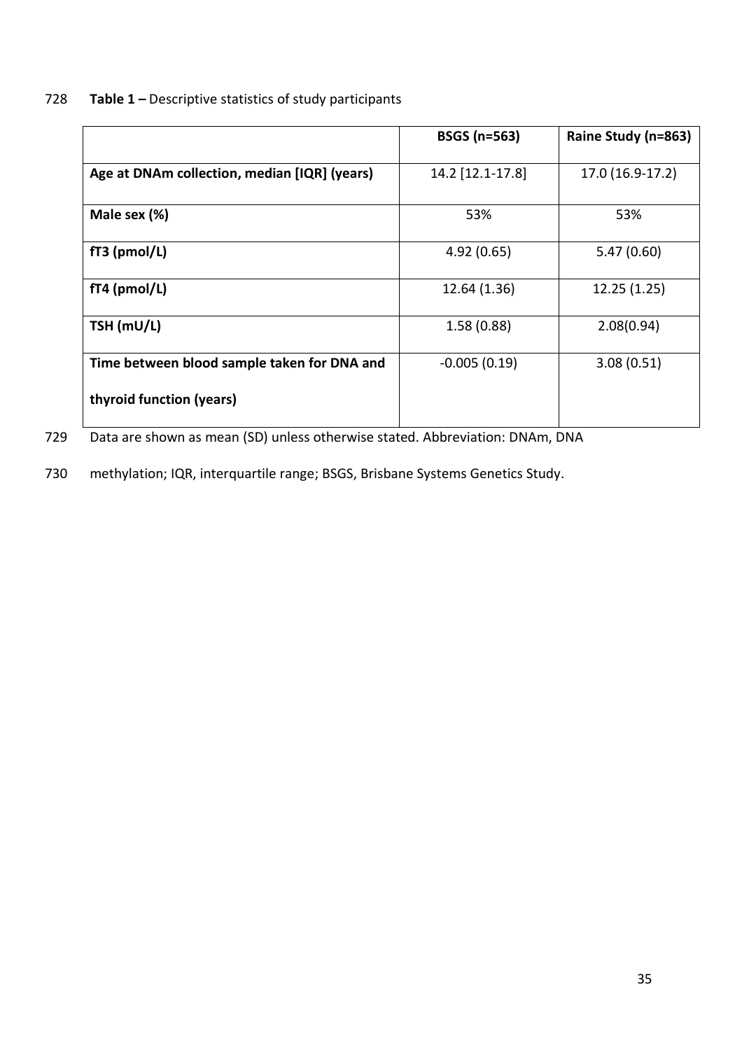**Table 1 –** Descriptive statistics of study participants

| | BSGS (n=563) | Raine Study (n=863) |
|---|---|---|
| **Age at DNAm collection, median [IQR] (years)** | 14.2 [12.1-17.8] | 17.0 (16.9-17.2) |
| **Male sex (%)** | 53% | 53% |
| **fT3 (pmol/L)** | 4.92 (0.65) | 5.47 (0.60) |
| **fT4 (pmol/L)** | 12.64 (1.36) | 12.25 (1.25) |
| **TSH (mU/L)** | 1.58 (0.88) | 2.08(0.94) |
| **Time between blood sample taken for DNA and thyroid function (years)** | -0.005 (0.19) | 3.08 (0.51) |

Data are shown as mean (SD) unless otherwise stated. Abbreviation: DNAm, DNA methylation; IQR, interquartile range; BSGS, Brisbane Systems Genetics Study.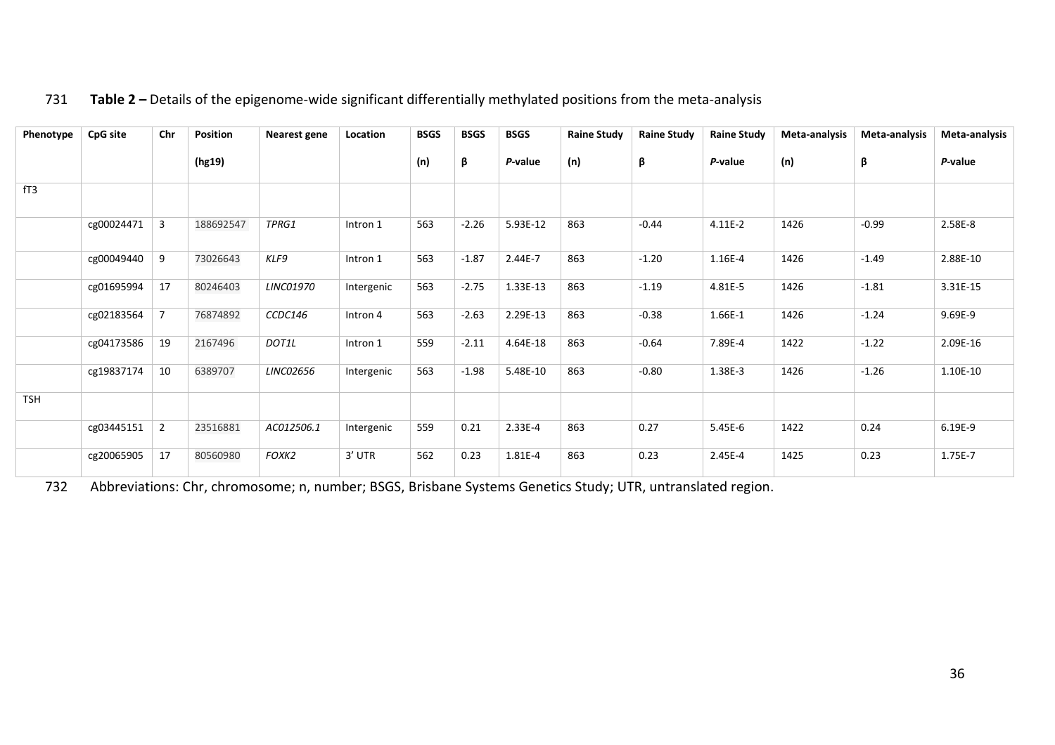**Table 2 –** Details of the epigenome-wide significant differentially methylated positions from the meta-analysis

| Phenotype | CpG site | Chr | Position (hg19) | Nearest gene | Location | BSGS (n) | BSGS β | BSGS *P*-value | Raine Study (n) | Raine Study β | Raine Study *P*-value | Meta-analysis (n) | Meta-analysis β | Meta-analysis *P*-value |
|---|---|---|---|---|---|---|---|---|---|---|---|---|---|---|
| fT3 | | | | | | | | | | | | | | |
| | cg00024471 | 3 | 188692547 | *TPRG1* | Intron 1 | 563 | -2.26 | 5.93E-12 | 863 | -0.44 | 4.11E-2 | 1426 | -0.99 | 2.58E-8 |
| | cg00049440 | 9 | 73026643 | *KLF9* | Intron 1 | 563 | -1.87 | 2.44E-7 | 863 | -1.20 | 1.16E-4 | 1426 | -1.49 | 2.88E-10 |
| | cg01695994 | 17 | 80246403 | *LINC01970* | Intergenic | 563 | -2.75 | 1.33E-13 | 863 | -1.19 | 4.81E-5 | 1426 | -1.81 | 3.31E-15 |
| | cg02183564 | 7 | 76874892 | *CCDC146* | Intron 4 | 563 | -2.63 | 2.29E-13 | 863 | -0.38 | 1.66E-1 | 1426 | -1.24 | 9.69E-9 |
| | cg04173586 | 19 | 2167496 | *DOT1L* | Intron 1 | 559 | -2.11 | 4.64E-18 | 863 | -0.64 | 7.89E-4 | 1422 | -1.22 | 2.09E-16 |
| | cg19837174 | 10 | 6389707 | *LINC02656* | Intergenic | 563 | -1.98 | 5.48E-10 | 863 | -0.80 | 1.38E-3 | 1426 | -1.26 | 1.10E-10 |
| TSH | | | | | | | | | | | | | | |
| | cg03445151 | 2 | 23516881 | *AC012506.1* | Intergenic | 559 | 0.21 | 2.33E-4 | 863 | 0.27 | 5.45E-6 | 1422 | 0.24 | 6.19E-9 |
| | cg20065905 | 17 | 80560980 | *FOXK2* | 3′ UTR | 562 | 0.23 | 1.81E-4 | 863 | 0.23 | 2.45E-4 | 1425 | 0.23 | 1.75E-7 |

Abbreviations: Chr, chromosome; n, number; BSGS, Brisbane Systems Genetics Study; UTR, untranslated region.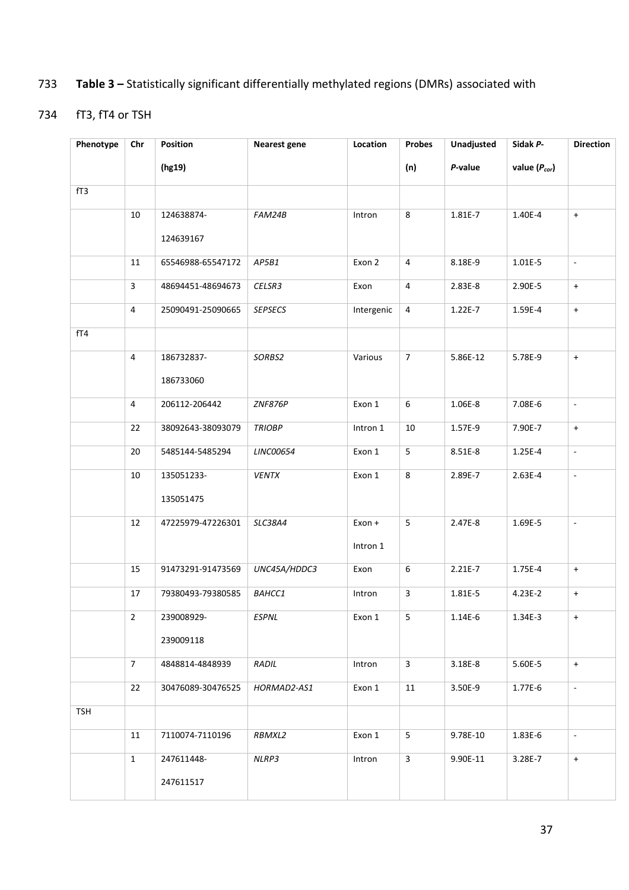**Table 3 –** Statistically significant differentially methylated regions (DMRs) associated with fT3, fT4 or TSH

| Phenotype | Chr | Position (hg19) | Nearest gene | Location | Probes (n) | Unadjusted *P*-value | Sidak *P*-value ($P_{cor}$) | Direction |
|---|---|---|---|---|---|---|---|---|
| fT3 | | | | | | | | |
| | 10 | 124638874-124639167 | *FAM24B* | Intron | 8 | 1.81E-7 | 1.40E-4 | + |
| | 11 | 65546988-65547172 | *AP5B1* | Exon 2 | 4 | 8.18E-9 | 1.01E-5 | - |
| | 3 | 48694451-48694673 | *CELSR3* | Exon | 4 | 2.83E-8 | 2.90E-5 | + |
| | 4 | 25090491-25090665 | *SEPSECS* | Intergenic | 4 | 1.22E-7 | 1.59E-4 | + |
| fT4 | | | | | | | | |
| | 4 | 186732837-186733060 | *SORBS2* | Various | 7 | 5.86E-12 | 5.78E-9 | + |
| | 4 | 206112-206442 | *ZNF876P* | Exon 1 | 6 | 1.06E-8 | 7.08E-6 | - |
| | 22 | 38092643-38093079 | *TRIOBP* | Intron 1 | 10 | 1.57E-9 | 7.90E-7 | + |
| | 20 | 5485144-5485294 | *LINC00654* | Exon 1 | 5 | 8.51E-8 | 1.25E-4 | - |
| | 10 | 135051233-135051475 | *VENTX* | Exon 1 | 8 | 2.89E-7 | 2.63E-4 | - |
| | 12 | 47225979-47226301 | *SLC38A4* | Exon + Intron 1 | 5 | 2.47E-8 | 1.69E-5 | - |
| | 15 | 91473291-91473569 | *UNC45A/HDDC3* | Exon | 6 | 2.21E-7 | 1.75E-4 | + |
| | 17 | 79380493-79380585 | *BAHCC1* | Intron | 3 | 1.81E-5 | 4.23E-2 | + |
| | 2 | 239008929-239009118 | *ESPNL* | Exon 1 | 5 | 1.14E-6 | 1.34E-3 | + |
| | 7 | 4848814-4848939 | *RADIL* | Intron | 3 | 3.18E-8 | 5.60E-5 | + |
| | 22 | 30476089-30476525 | *HORMAD2-AS1* | Exon 1 | 11 | 3.50E-9 | 1.77E-6 | - |
| TSH | | | | | | | | |
| | 11 | 7110074-7110196 | *RBMXL2* | Exon 1 | 5 | 9.78E-10 | 1.83E-6 | - |
| | 1 | 247611448-247611517 | *NLRP3* | Intron | 3 | 9.90E-11 | 3.28E-7 | + |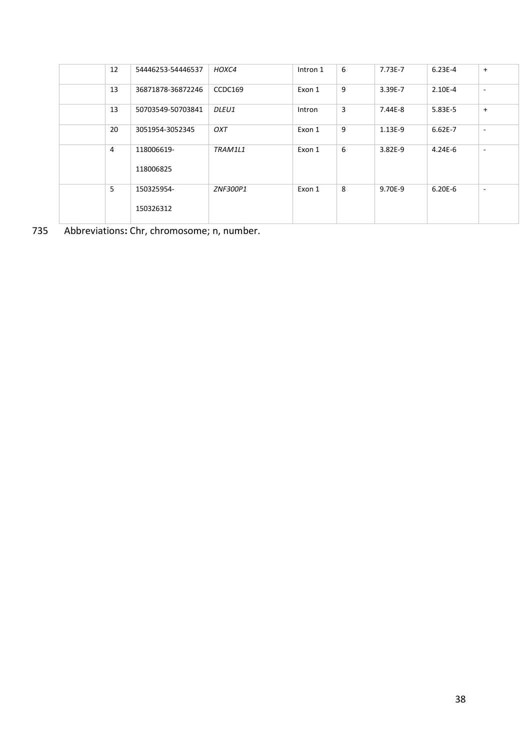|  | 12 | 54446253-54446537 | *HOXC4* | Intron 1 | 6 | 7.73E-7 | 6.23E-4 | + |
|---|---|---|---|---|---|---|---|---|
|  | 13 | 36871878-36872246 | CCDC169 | Exon 1 | 9 | 3.39E-7 | 2.10E-4 | - |
|  | 13 | 50703549-50703841 | *DLEU1* | Intron | 3 | 7.44E-8 | 5.83E-5 | + |
|  | 20 | 3051954-3052345 | *OXT* | Exon 1 | 9 | 1.13E-9 | 6.62E-7 | - |
|  | 4 | 118006619-118006825 | *TRAM1L1* | Exon 1 | 6 | 3.82E-9 | 4.24E-6 | - |
|  | 5 | 150325954-150326312 | *ZNF300P1* | Exon 1 | 8 | 9.70E-9 | 6.20E-6 | - |

Abbreviations**:** Chr, chromosome; n, number.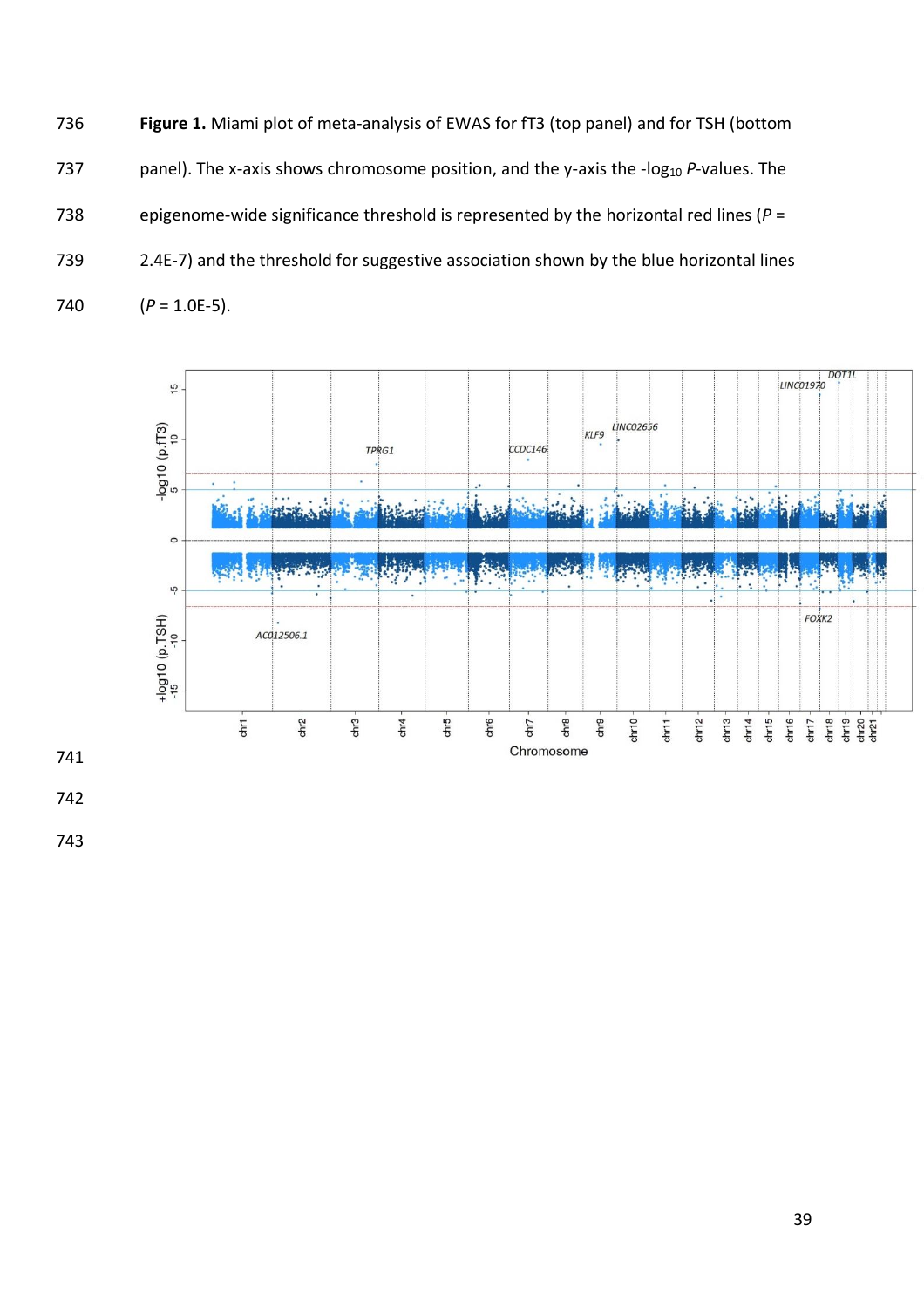**Figure 1.** Miami plot of meta-analysis of EWAS for fT3 (top panel) and for TSH (bottom panel). The x-axis shows chromosome position, and the y-axis the $-\log_{10}$ *P*-values. The epigenome-wide significance threshold is represented by the horizontal red lines (*P* = 2.4E-7) and the threshold for suggestive association shown by the blue horizontal lines (*P* = 1.0E-5).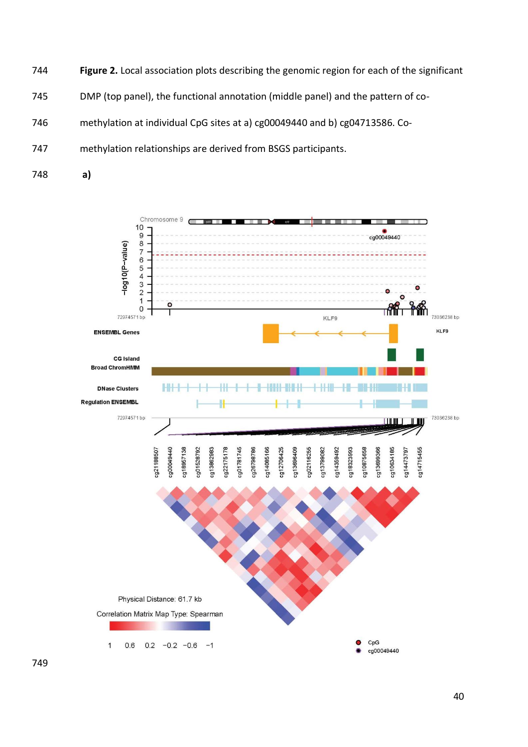**Figure 2.** Local association plots describing the genomic region for each of the significant DMP (top panel), the functional annotation (middle panel) and the pattern of co-methylation at individual CpG sites at a) cg00049440 and b) cg04713586. Co-methylation relationships are derived from BSGS participants.

**a)**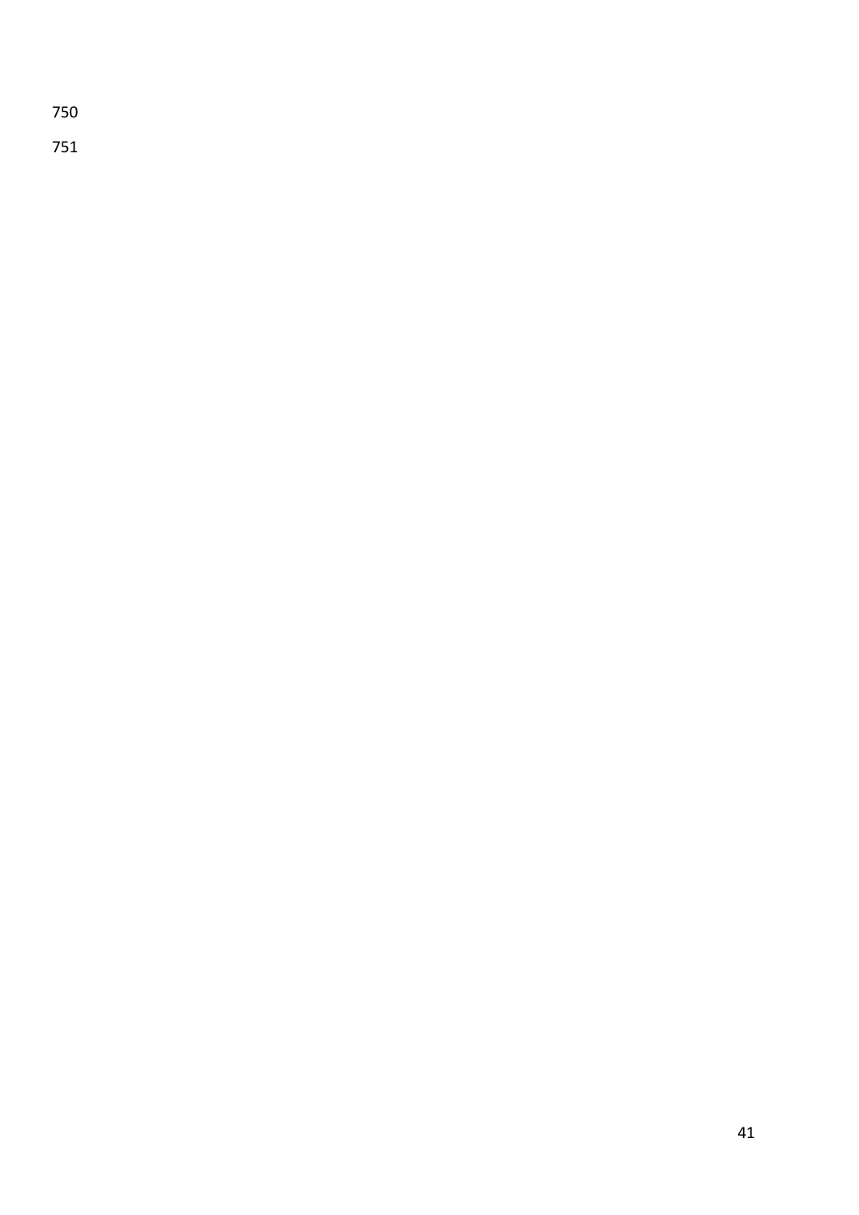750

751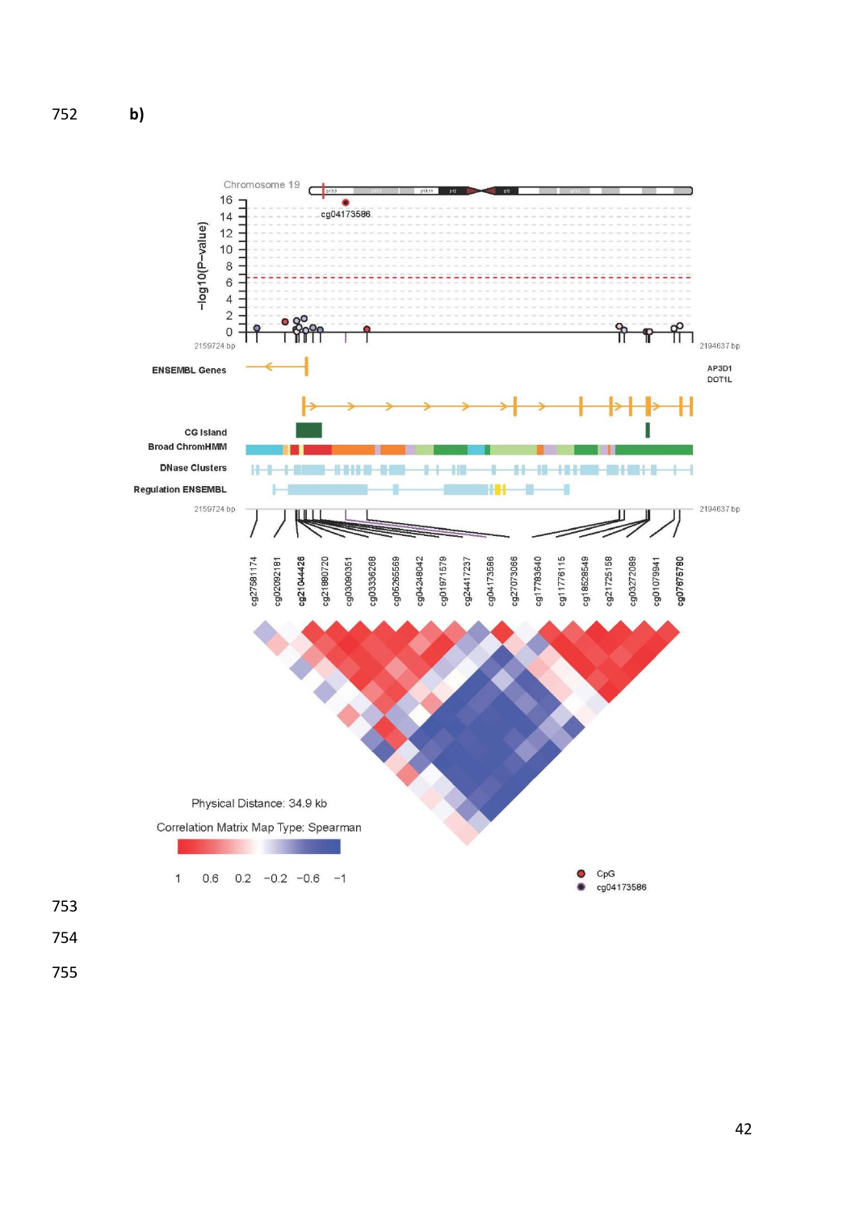752 **b)**

Chromosome 19

16
14
12
10
8
6
4
2
0

−log10(P−value)

cg04173586

2159724 bp

2194637 bp

ENSEMBL Genes

AP3D1
DOT1L

CG Island

Broad ChromHMM

DNase Clusters

Regulation ENSEMBL

2159724 bp

2194637 bp

cg27581174
cg02092181
cg21044426
cg21980720
cg03090351
cg03336268
cg05265569
cg04248042
cg01971579
cg24417237
cg04173586
cg27073066
cg17783640
cg11776115
cg18528549
cg21725158
cg03272089
cg01079941
cg07675780

Physical Distance: 34.9 kb

Correlation Matrix Map Type: Spearman

1 0.6 0.2 −0.2 −0.6 −1

CpG
cg04173586

753

754

755